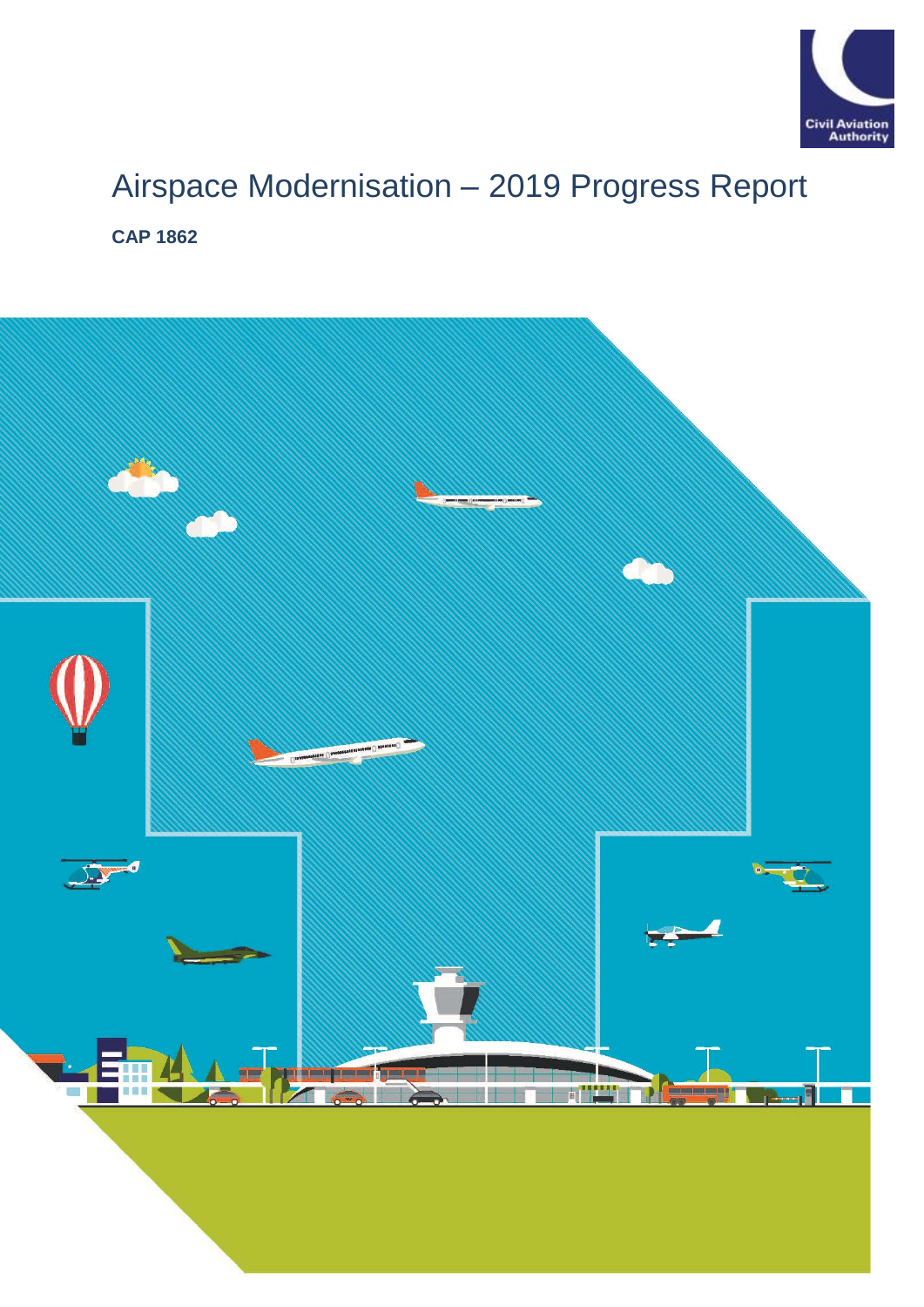# Airspace Modernisation – 2019 Progress Report

**CAP 1862**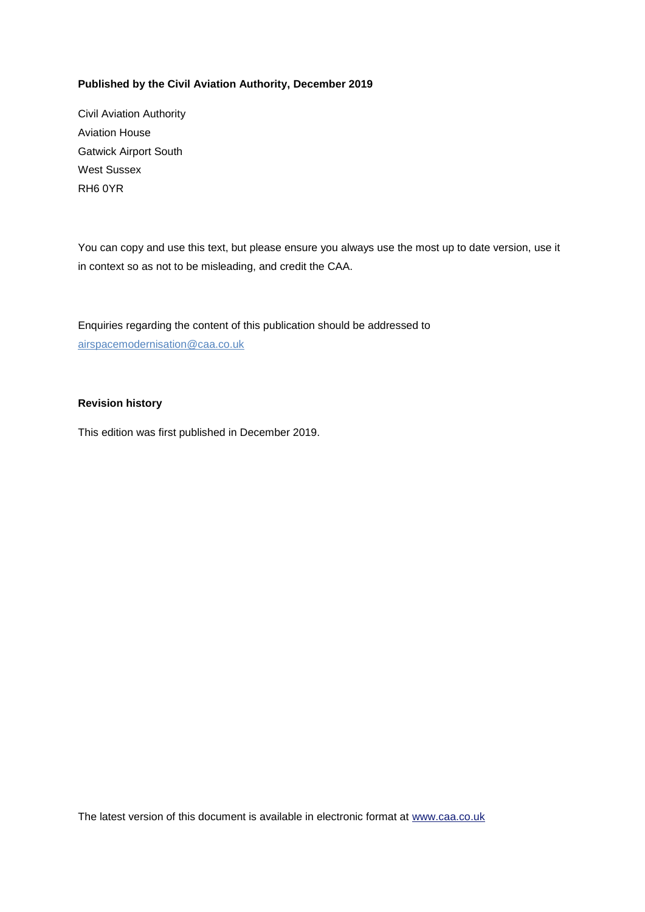**Published by the Civil Aviation Authority, December 2019**

Civil Aviation Authority
Aviation House
Gatwick Airport South
West Sussex
RH6 0YR

You can copy and use this text, but please ensure you always use the most up to date version, use it in context so as not to be misleading, and credit the CAA.

Enquiries regarding the content of this publication should be addressed to airspacemodernisation@caa.co.uk

**Revision history**

This edition was first published in December 2019.

The latest version of this document is available in electronic format at www.caa.co.uk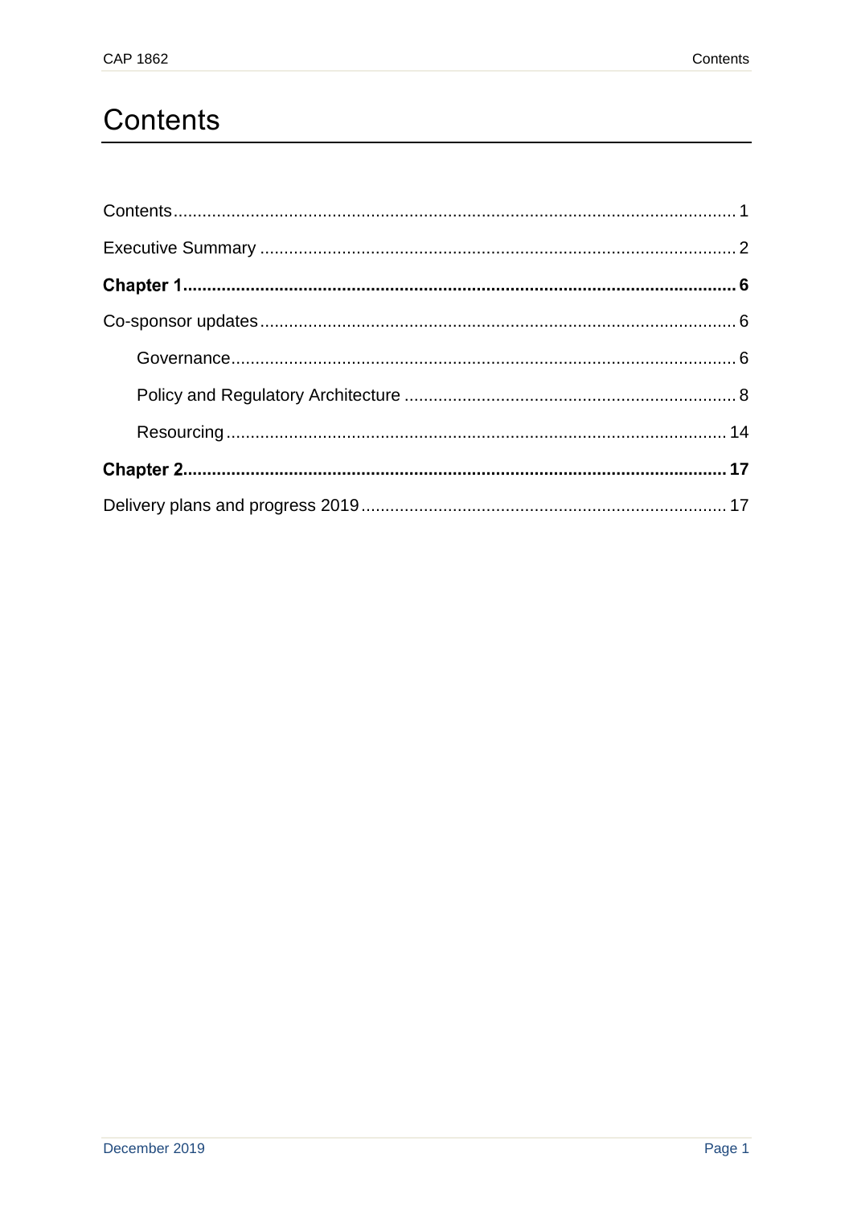# Contents

Contents .................................................................................................................. 1

Executive Summary ................................................................................................. 2

**Chapter 1** .................................................................................................................. **6**

Co-sponsor updates ................................................................................................. 6

  Governance ....................................................................................................... 6

  Policy and Regulatory Architecture .................................................................... 8

  Resourcing ...................................................................................................... 14

**Chapter 2** ................................................................................................................ **17**

Delivery plans and progress 2019 ........................................................................... 17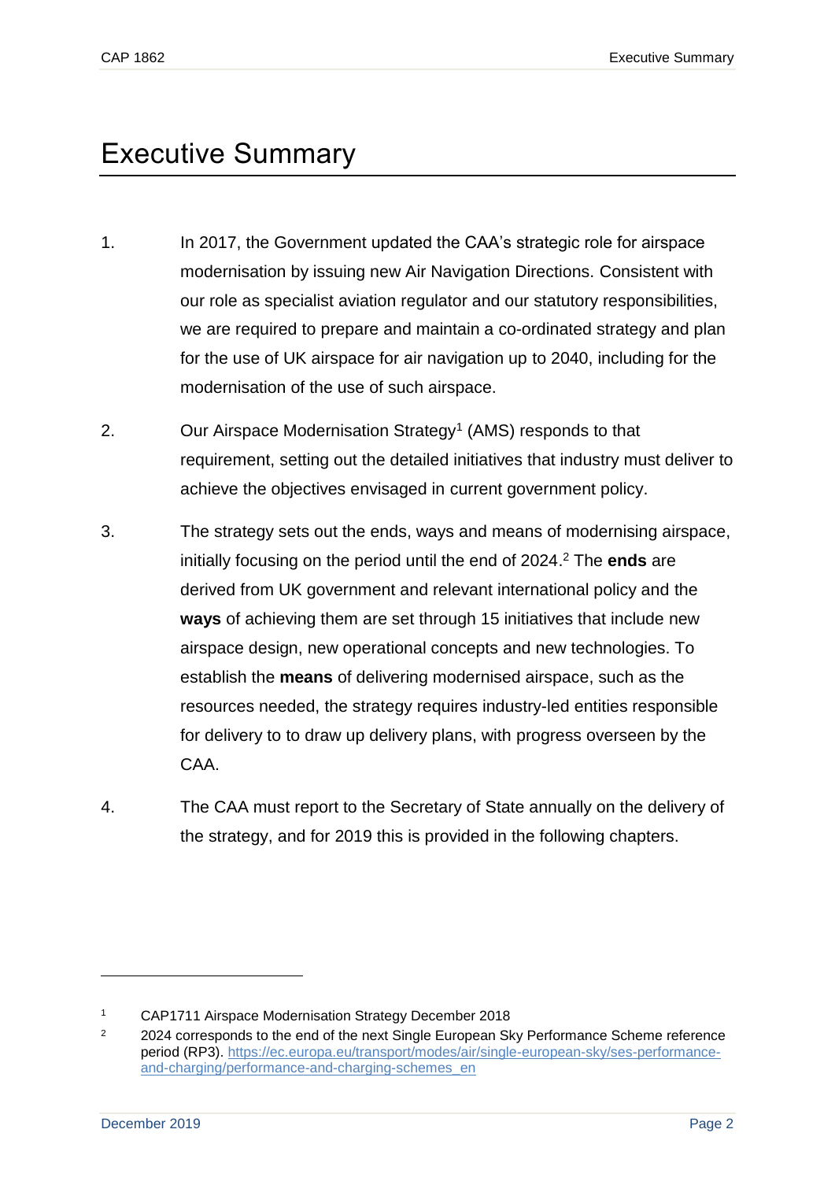# Executive Summary

1. In 2017, the Government updated the CAA's strategic role for airspace modernisation by issuing new Air Navigation Directions. Consistent with our role as specialist aviation regulator and our statutory responsibilities, we are required to prepare and maintain a co-ordinated strategy and plan for the use of UK airspace for air navigation up to 2040, including for the modernisation of the use of such airspace.

2. Our Airspace Modernisation Strategy[1] (AMS) responds to that requirement, setting out the detailed initiatives that industry must deliver to achieve the objectives envisaged in current government policy.

3. The strategy sets out the ends, ways and means of modernising airspace, initially focusing on the period until the end of 2024.[2] The **ends** are derived from UK government and relevant international policy and the **ways** of achieving them are set through 15 initiatives that include new airspace design, new operational concepts and new technologies. To establish the **means** of delivering modernised airspace, such as the resources needed, the strategy requires industry-led entities responsible for delivery to to draw up delivery plans, with progress overseen by the CAA.

4. The CAA must report to the Secretary of State annually on the delivery of the strategy, and for 2019 this is provided in the following chapters.

---

[1] CAP1711 Airspace Modernisation Strategy December 2018

[2] 2024 corresponds to the end of the next Single European Sky Performance Scheme reference period (RP3). https://ec.europa.eu/transport/modes/air/single-european-sky/ses-performance-and-charging/performance-and-charging-schemes_en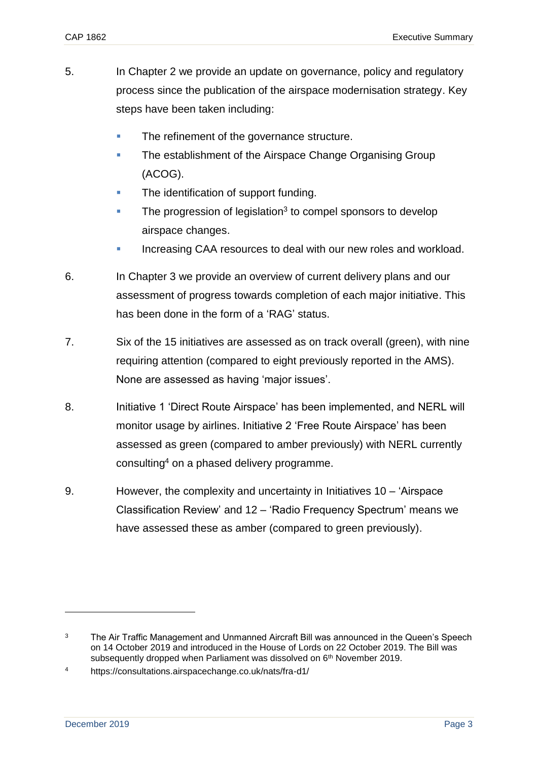5. In Chapter 2 we provide an update on governance, policy and regulatory process since the publication of the airspace modernisation strategy. Key steps have been taken including:

   - The refinement of the governance structure.
   - The establishment of the Airspace Change Organising Group (ACOG).
   - The identification of support funding.
   - The progression of legislation[3] to compel sponsors to develop airspace changes.
   - Increasing CAA resources to deal with our new roles and workload.

6. In Chapter 3 we provide an overview of current delivery plans and our assessment of progress towards completion of each major initiative. This has been done in the form of a 'RAG' status.

7. Six of the 15 initiatives are assessed as on track overall (green), with nine requiring attention (compared to eight previously reported in the AMS). None are assessed as having 'major issues'.

8. Initiative 1 'Direct Route Airspace' has been implemented, and NERL will monitor usage by airlines. Initiative 2 'Free Route Airspace' has been assessed as green (compared to amber previously) with NERL currently consulting[4] on a phased delivery programme.

9. However, the complexity and uncertainty in Initiatives 10 – 'Airspace Classification Review' and 12 – 'Radio Frequency Spectrum' means we have assessed these as amber (compared to green previously).

---

[3] The Air Traffic Management and Unmanned Aircraft Bill was announced in the Queen's Speech on 14 October 2019 and introduced in the House of Lords on 22 October 2019. The Bill was subsequently dropped when Parliament was dissolved on 6th November 2019.

[4] https://consultations.airspacechange.co.uk/nats/fra-d1/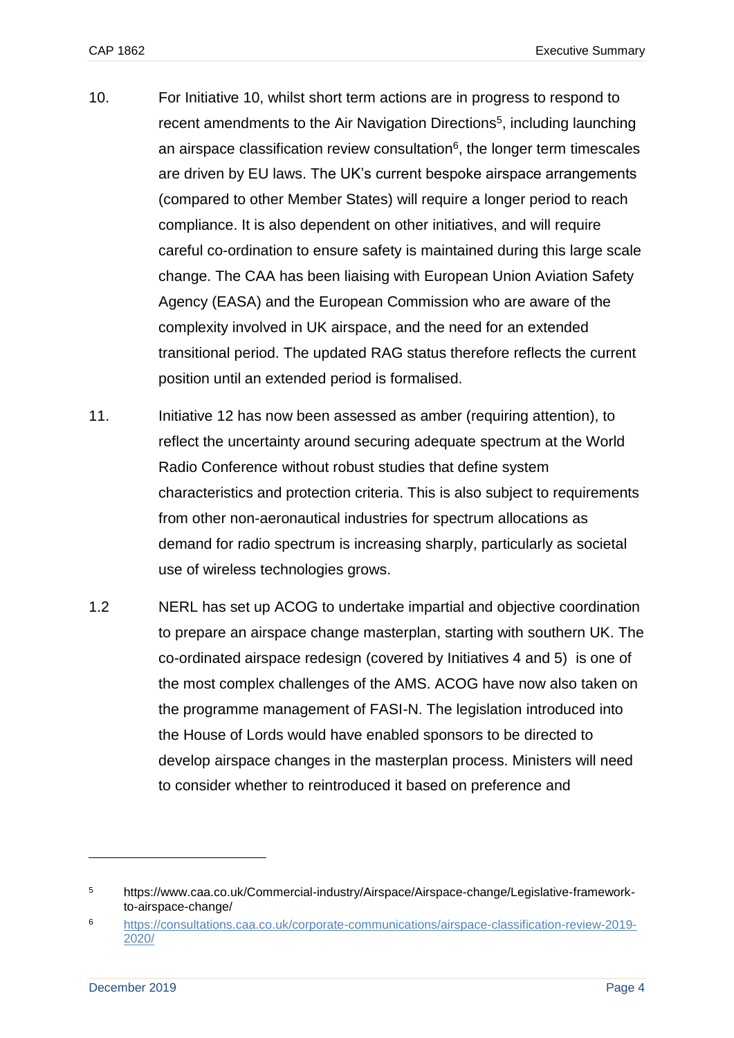10. For Initiative 10, whilst short term actions are in progress to respond to recent amendments to the Air Navigation Directions[5], including launching an airspace classification review consultation[6], the longer term timescales are driven by EU laws. The UK's current bespoke airspace arrangements (compared to other Member States) will require a longer period to reach compliance. It is also dependent on other initiatives, and will require careful co-ordination to ensure safety is maintained during this large scale change. The CAA has been liaising with European Union Aviation Safety Agency (EASA) and the European Commission who are aware of the complexity involved in UK airspace, and the need for an extended transitional period. The updated RAG status therefore reflects the current position until an extended period is formalised.

11. Initiative 12 has now been assessed as amber (requiring attention), to reflect the uncertainty around securing adequate spectrum at the World Radio Conference without robust studies that define system characteristics and protection criteria. This is also subject to requirements from other non-aeronautical industries for spectrum allocations as demand for radio spectrum is increasing sharply, particularly as societal use of wireless technologies grows.

1.2 NERL has set up ACOG to undertake impartial and objective coordination to prepare an airspace change masterplan, starting with southern UK. The co-ordinated airspace redesign (covered by Initiatives 4 and 5) is one of the most complex challenges of the AMS. ACOG have now also taken on the programme management of FASI-N. The legislation introduced into the House of Lords would have enabled sponsors to be directed to develop airspace changes in the masterplan process. Ministers will need to consider whether to reintroduced it based on preference and

---

[5] https://www.caa.co.uk/Commercial-industry/Airspace/Airspace-change/Legislative-framework-to-airspace-change/

[6] https://consultations.caa.co.uk/corporate-communications/airspace-classification-review-2019-2020/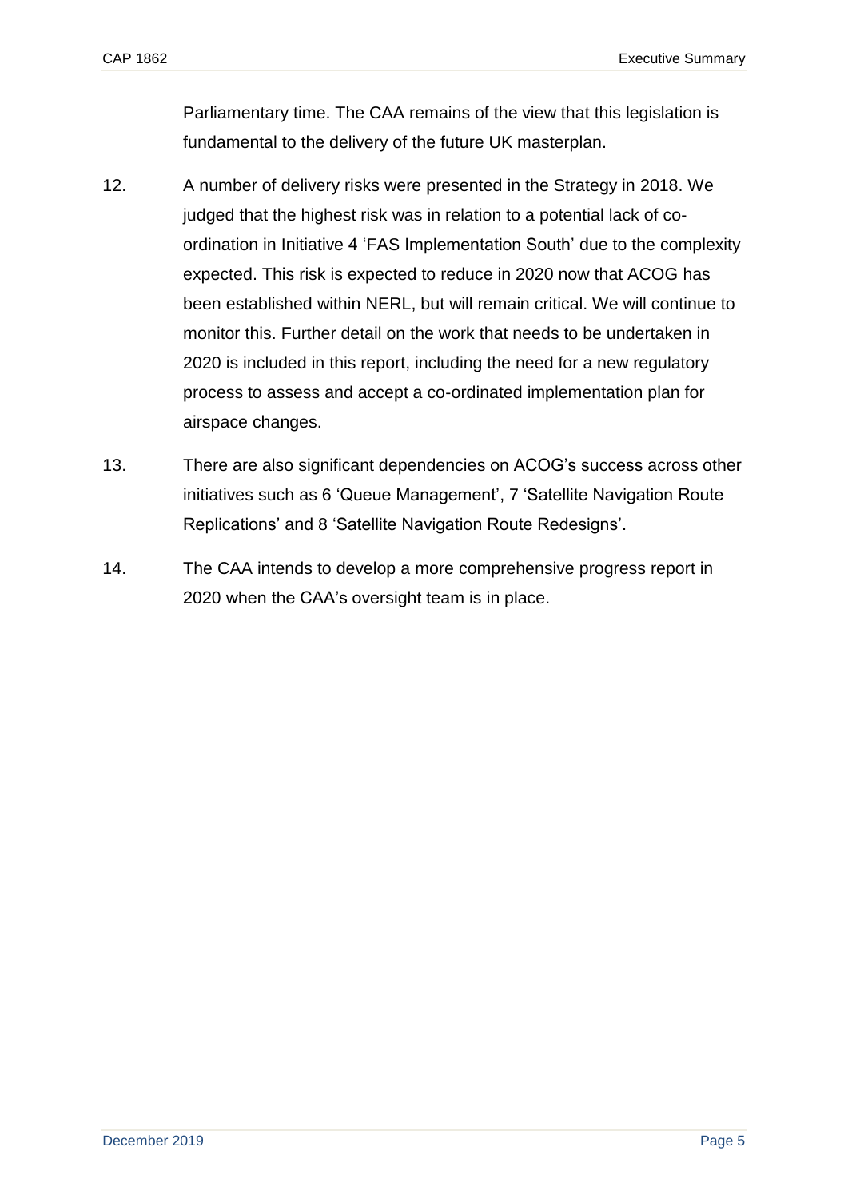Parliamentary time. The CAA remains of the view that this legislation is fundamental to the delivery of the future UK masterplan.

12. A number of delivery risks were presented in the Strategy in 2018. We judged that the highest risk was in relation to a potential lack of co-ordination in Initiative 4 'FAS Implementation South' due to the complexity expected. This risk is expected to reduce in 2020 now that ACOG has been established within NERL, but will remain critical. We will continue to monitor this. Further detail on the work that needs to be undertaken in 2020 is included in this report, including the need for a new regulatory process to assess and accept a co-ordinated implementation plan for airspace changes.

13. There are also significant dependencies on ACOG's success across other initiatives such as 6 'Queue Management', 7 'Satellite Navigation Route Replications' and 8 'Satellite Navigation Route Redesigns'.

14. The CAA intends to develop a more comprehensive progress report in 2020 when the CAA's oversight team is in place.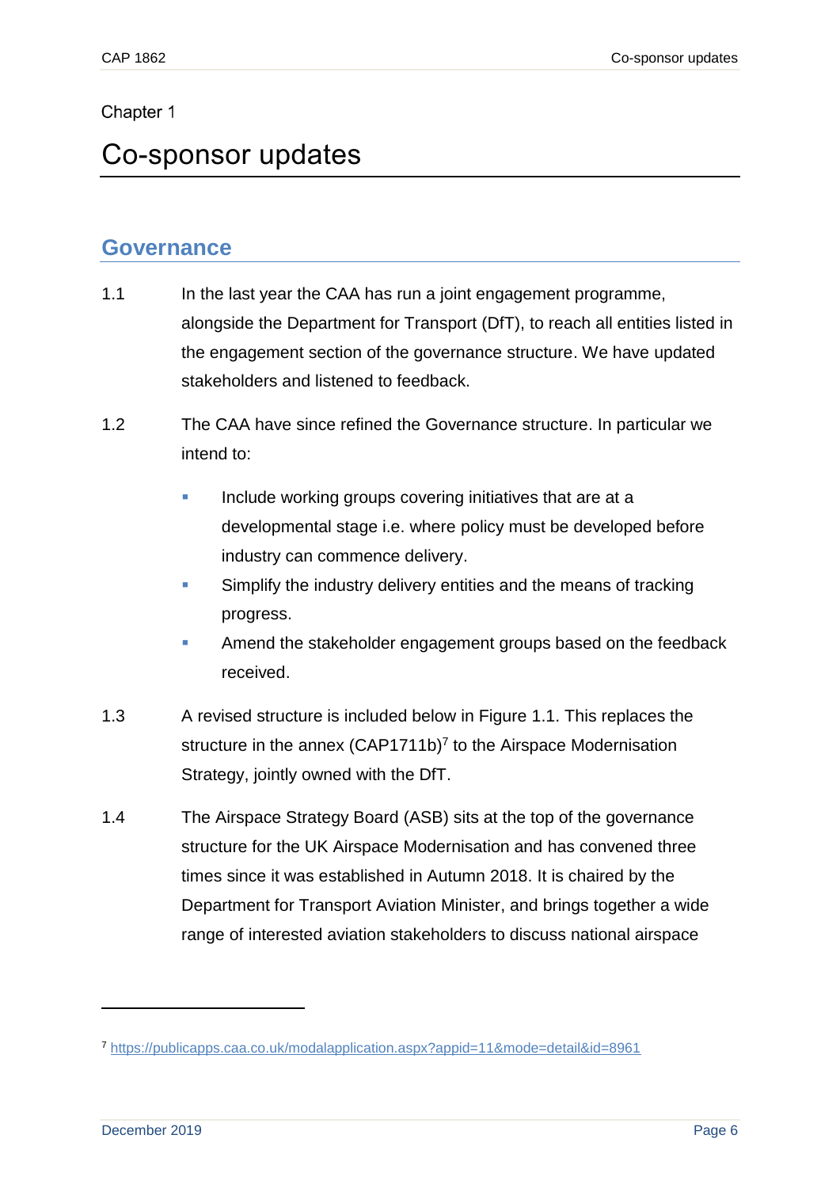Chapter 1

# Co-sponsor updates

## Governance

1.1 In the last year the CAA has run a joint engagement programme, alongside the Department for Transport (DfT), to reach all entities listed in the engagement section of the governance structure. We have updated stakeholders and listened to feedback.

1.2 The CAA have since refined the Governance structure. In particular we intend to:

- Include working groups covering initiatives that are at a developmental stage i.e. where policy must be developed before industry can commence delivery.
- Simplify the industry delivery entities and the means of tracking progress.
- Amend the stakeholder engagement groups based on the feedback received.

1.3 A revised structure is included below in Figure 1.1. This replaces the structure in the annex (CAP1711b)[7] to the Airspace Modernisation Strategy, jointly owned with the DfT.

1.4 The Airspace Strategy Board (ASB) sits at the top of the governance structure for the UK Airspace Modernisation and has convened three times since it was established in Autumn 2018. It is chaired by the Department for Transport Aviation Minister, and brings together a wide range of interested aviation stakeholders to discuss national airspace

[7] https://publicapps.caa.co.uk/modalapplication.aspx?appid=11&mode=detail&id=8961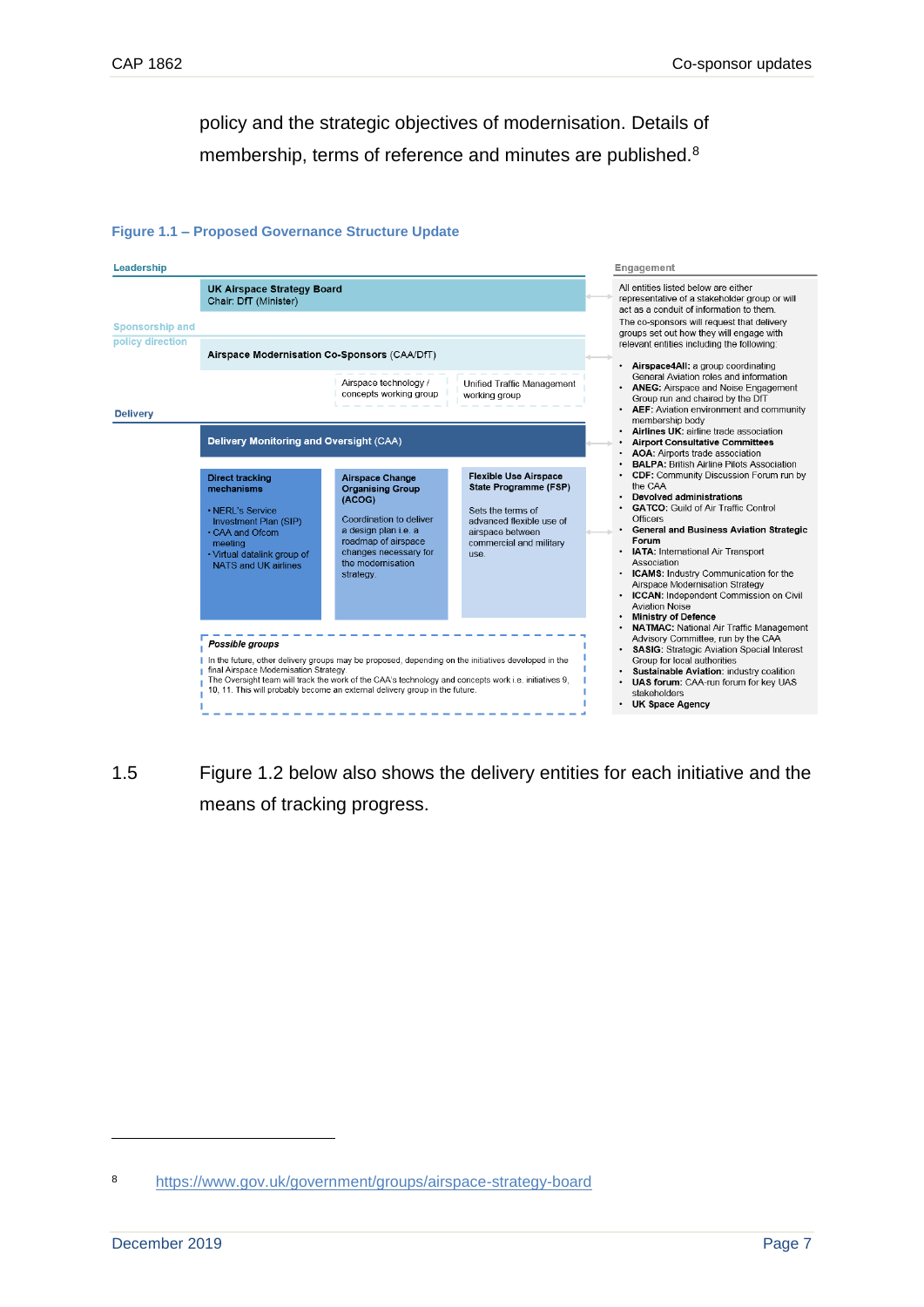policy and the strategic objectives of modernisation. Details of membership, terms of reference and minutes are published.[8]

**Figure 1.1 – Proposed Governance Structure Update**

**Leadership**

**UK Airspace Strategy Board**
Chair: DfT (Minister)

**Sponsorship and policy direction**

**Airspace Modernisation Co-Sponsors** (CAA/DfT)

- Airspace technology / concepts working group
- Unified Traffic Management working group

**Delivery**

**Delivery Monitoring and Oversight** (CAA)

**Direct tracking mechanisms**

- NERL's Service Investment Plan (SIP)
- CAA and Ofcom meeting
- Virtual datalink group of NATS and UK airlines

**Airspace Change Organising Group (ACOG)**

Coordination to deliver a design plan i.e. a roadmap of airspace changes necessary for the modernisation strategy.

**Flexible Use Airspace State Programme (FSP)**

Sets the terms of advanced flexible use of airspace between commercial and military use.

***Possible groups***

In the future, other delivery groups may be proposed, depending on the initiatives developed in the final Airspace Modernisation Strategy.
The Oversight team will track the work of the CAA's technology and concepts work i.e. initiatives 9, 10, 11. This will probably become an external delivery group in the future.

**Engagement**

All entities listed below are either representative of a stakeholder group or will act as a conduit of information to them.
The co-sponsors will request that delivery groups set out how they will engage with relevant entities including the following:

- **Airspace4All:** a group coordinating General Aviation roles and information
- **ANEG:** Airspace and Noise Engagement Group run and chaired by the DfT
- **AEF:** Aviation environment and community membership body
- **Airlines UK:** airline trade association
- **Airport Consultative Committees**
- **AOA:** Airports trade association
- **BALPA:** British Airline Pilots Association
- **CDF:** Community Discussion Forum run by the CAA
- **Devolved administrations**
- **GATCO:** Guild of Air Traffic Control Officers
- **General and Business Aviation Strategic Forum**
- **IATA:** International Air Transport Association
- **ICAMS:** Industry Communication for the Airspace Modernisation Strategy
- **ICCAN:** Independent Commission on Civil Aviation Noise
- **Ministry of Defence**
- **NATMAC:** National Air Traffic Management Advisory Committee, run by the CAA
- **SASIG:** Strategic Aviation Special Interest Group for local authorities
- **Sustainable Aviation:** industry coalition
- **UAS forum:** CAA-run forum for key UAS stakeholders
- **UK Space Agency**

1.5 Figure 1.2 below also shows the delivery entities for each initiative and the means of tracking progress.

[8] https://www.gov.uk/government/groups/airspace-strategy-board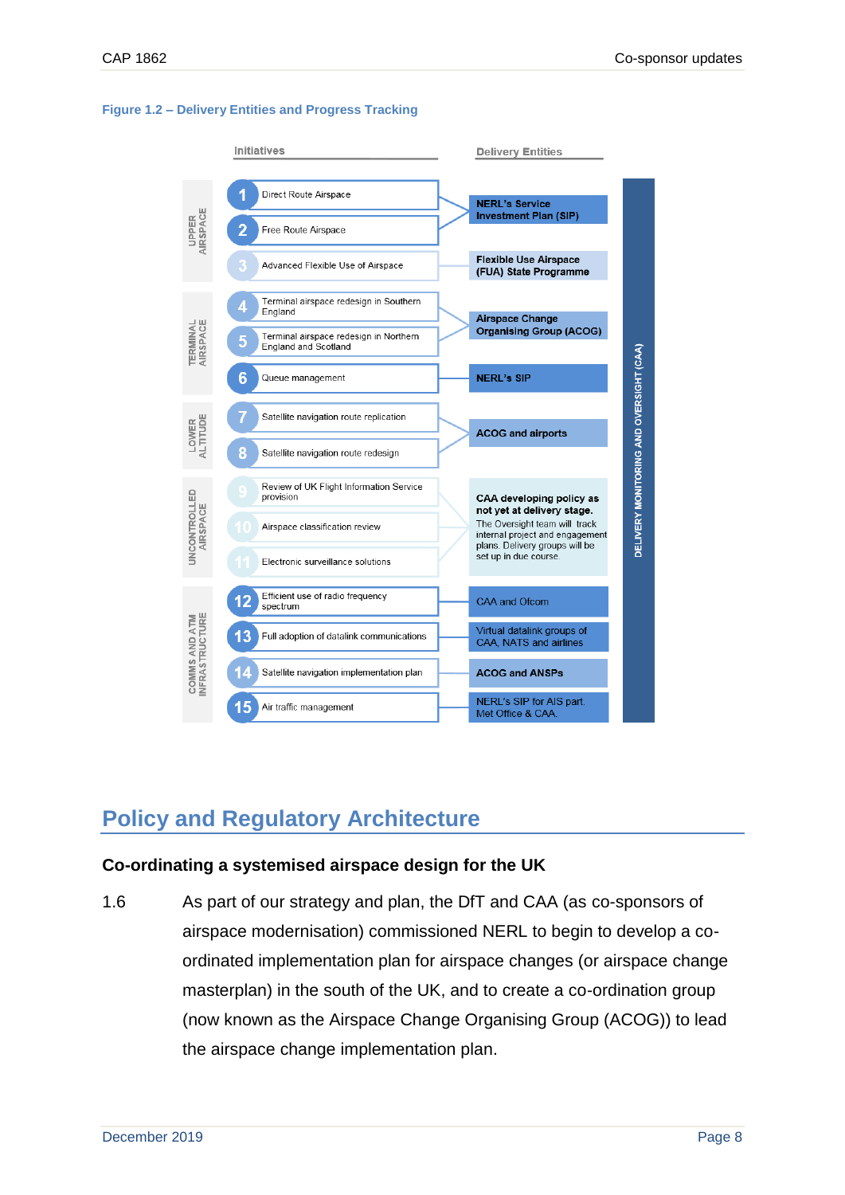**Figure 1.2 – Delivery Entities and Progress Tracking**

| | Initiatives | Delivery Entities |
|---|---|---|
| UPPER AIRSPACE | 1 Direct Route Airspace | NERL's Service Investment Plan (SIP) |
| | 2 Free Route Airspace | |
| | 3 Advanced Flexible Use of Airspace | Flexible Use Airspace (FUA) State Programme |
| TERMINAL AIRSPACE | 4 Terminal airspace redesign in Southern England | Airspace Change Organising Group (ACOG) |
| | 5 Terminal airspace redesign in Northern England and Scotland | |
| | 6 Queue management | NERL's SIP |
| LOWER ALTITUDE | 7 Satellite navigation route replication | ACOG and airports |
| | 8 Satellite navigation route redesign | |
| UNCONTROLLED AIRSPACE | 9 Review of UK Flight Information Service provision | **CAA developing policy as not yet at delivery stage.** The Oversight team will track internal project and engagement plans. Delivery groups will be set up in due course. |
| | 10 Airspace classification review | |
| | 11 Electronic surveillance solutions | |
| COMMS AND ATM INFRASTRUCTURE | 12 Efficient use of radio frequency spectrum | CAA and Ofcom |
| | 13 Full adoption of datalink communications | Virtual datalink groups of CAA, NATS and airlines |
| | 14 Satellite navigation implementation plan | ACOG and ANSPs |
| | 15 Air traffic management | NERL's SIP for AIS part. Met Office & CAA. |

DELIVERY MONITORING AND OVERSIGHT (CAA)

# Policy and Regulatory Architecture

## Co-ordinating a systemised airspace design for the UK

1.6 As part of our strategy and plan, the DfT and CAA (as co-sponsors of airspace modernisation) commissioned NERL to begin to develop a co-ordinated implementation plan for airspace changes (or airspace change masterplan) in the south of the UK, and to create a co-ordination group (now known as the Airspace Change Organising Group (ACOG)) to lead the airspace change implementation plan.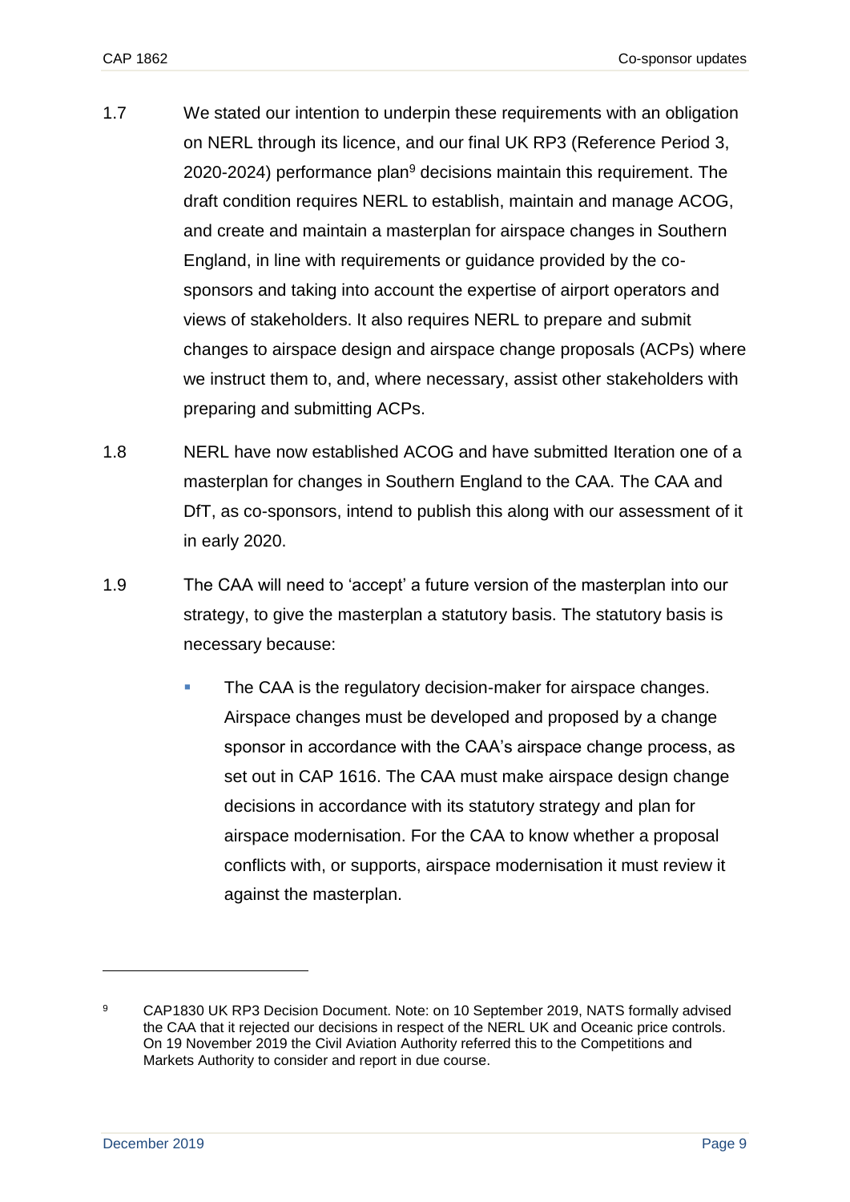1.7 We stated our intention to underpin these requirements with an obligation on NERL through its licence, and our final UK RP3 (Reference Period 3, 2020-2024) performance plan[9] decisions maintain this requirement. The draft condition requires NERL to establish, maintain and manage ACOG, and create and maintain a masterplan for airspace changes in Southern England, in line with requirements or guidance provided by the co-sponsors and taking into account the expertise of airport operators and views of stakeholders. It also requires NERL to prepare and submit changes to airspace design and airspace change proposals (ACPs) where we instruct them to, and, where necessary, assist other stakeholders with preparing and submitting ACPs.

1.8 NERL have now established ACOG and have submitted Iteration one of a masterplan for changes in Southern England to the CAA. The CAA and DfT, as co-sponsors, intend to publish this along with our assessment of it in early 2020.

1.9 The CAA will need to 'accept' a future version of the masterplan into our strategy, to give the masterplan a statutory basis. The statutory basis is necessary because:

- The CAA is the regulatory decision-maker for airspace changes. Airspace changes must be developed and proposed by a change sponsor in accordance with the CAA's airspace change process, as set out in CAP 1616. The CAA must make airspace design change decisions in accordance with its statutory strategy and plan for airspace modernisation. For the CAA to know whether a proposal conflicts with, or supports, airspace modernisation it must review it against the masterplan.

---

[9] CAP1830 UK RP3 Decision Document. Note: on 10 September 2019, NATS formally advised the CAA that it rejected our decisions in respect of the NERL UK and Oceanic price controls. On 19 November 2019 the Civil Aviation Authority referred this to the Competitions and Markets Authority to consider and report in due course.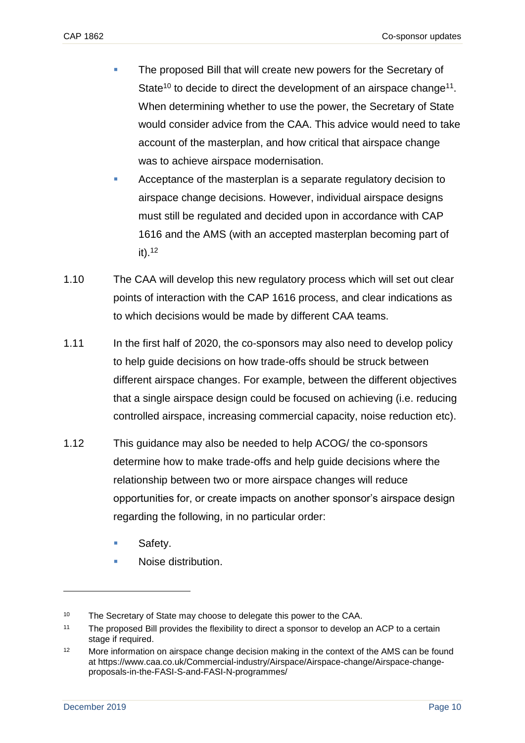- The proposed Bill that will create new powers for the Secretary of State[10] to decide to direct the development of an airspace change[11]. When determining whether to use the power, the Secretary of State would consider advice from the CAA. This advice would need to take account of the masterplan, and how critical that airspace change was to achieve airspace modernisation.
- Acceptance of the masterplan is a separate regulatory decision to airspace change decisions. However, individual airspace designs must still be regulated and decided upon in accordance with CAP 1616 and the AMS (with an accepted masterplan becoming part of it).[12]

1.10 The CAA will develop this new regulatory process which will set out clear points of interaction with the CAP 1616 process, and clear indications as to which decisions would be made by different CAA teams.

1.11 In the first half of 2020, the co-sponsors may also need to develop policy to help guide decisions on how trade-offs should be struck between different airspace changes. For example, between the different objectives that a single airspace design could be focused on achieving (i.e. reducing controlled airspace, increasing commercial capacity, noise reduction etc).

1.12 This guidance may also be needed to help ACOG/ the co-sponsors determine how to make trade-offs and help guide decisions where the relationship between two or more airspace changes will reduce opportunities for, or create impacts on another sponsor's airspace design regarding the following, in no particular order:

- Safety.
- Noise distribution.

---

[10] The Secretary of State may choose to delegate this power to the CAA.

[11] The proposed Bill provides the flexibility to direct a sponsor to develop an ACP to a certain stage if required.

[12] More information on airspace change decision making in the context of the AMS can be found at https://www.caa.co.uk/Commercial-industry/Airspace/Airspace-change/Airspace-change-proposals-in-the-FASI-S-and-FASI-N-programmes/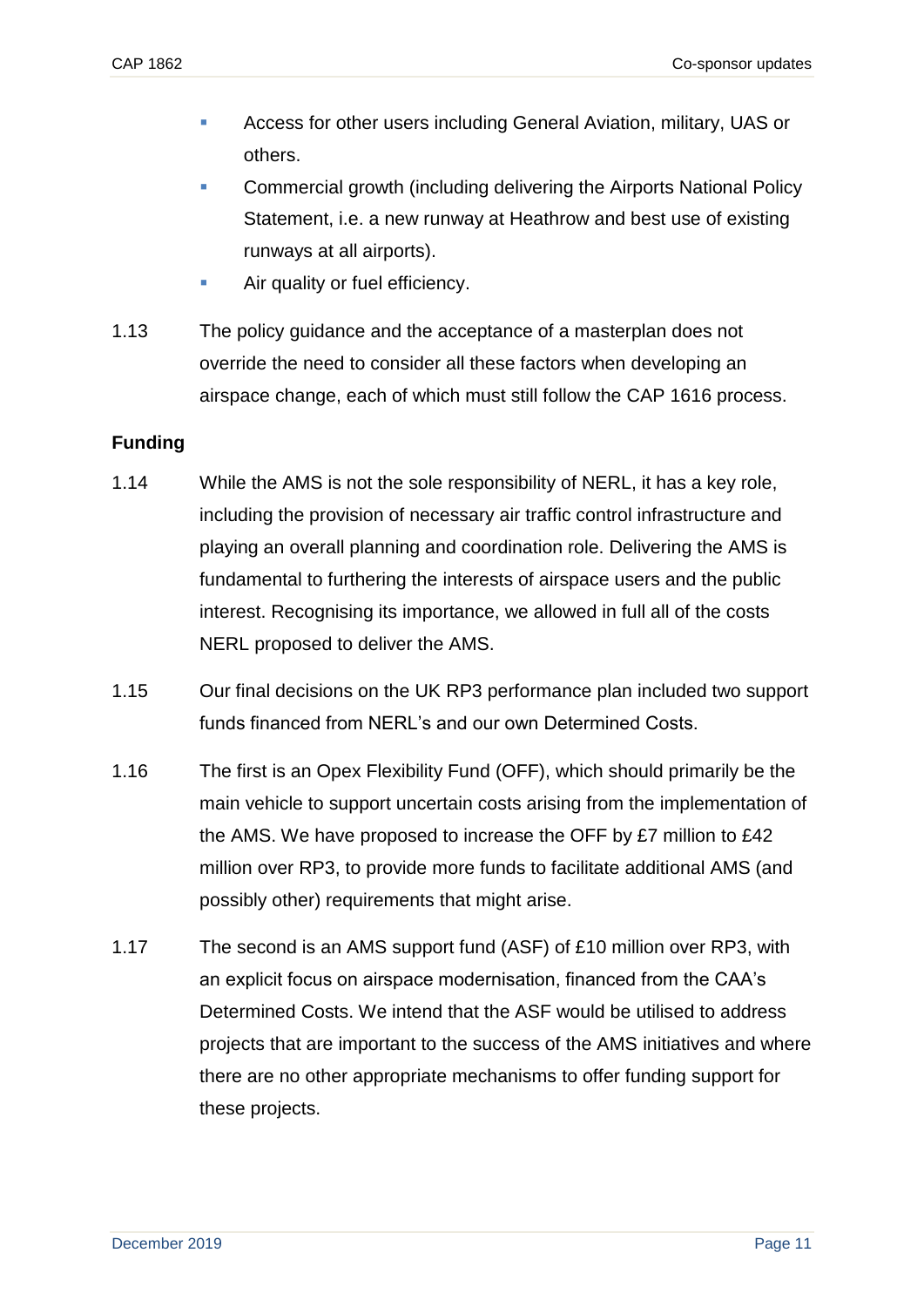- Access for other users including General Aviation, military, UAS or others.
- Commercial growth (including delivering the Airports National Policy Statement, i.e. a new runway at Heathrow and best use of existing runways at all airports).
- Air quality or fuel efficiency.

1.13 The policy guidance and the acceptance of a masterplan does not override the need to consider all these factors when developing an airspace change, each of which must still follow the CAP 1616 process.

**Funding**

1.14 While the AMS is not the sole responsibility of NERL, it has a key role, including the provision of necessary air traffic control infrastructure and playing an overall planning and coordination role. Delivering the AMS is fundamental to furthering the interests of airspace users and the public interest. Recognising its importance, we allowed in full all of the costs NERL proposed to deliver the AMS.

1.15 Our final decisions on the UK RP3 performance plan included two support funds financed from NERL's and our own Determined Costs.

1.16 The first is an Opex Flexibility Fund (OFF), which should primarily be the main vehicle to support uncertain costs arising from the implementation of the AMS. We have proposed to increase the OFF by £7 million to £42 million over RP3, to provide more funds to facilitate additional AMS (and possibly other) requirements that might arise.

1.17 The second is an AMS support fund (ASF) of £10 million over RP3, with an explicit focus on airspace modernisation, financed from the CAA's Determined Costs. We intend that the ASF would be utilised to address projects that are important to the success of the AMS initiatives and where there are no other appropriate mechanisms to offer funding support for these projects.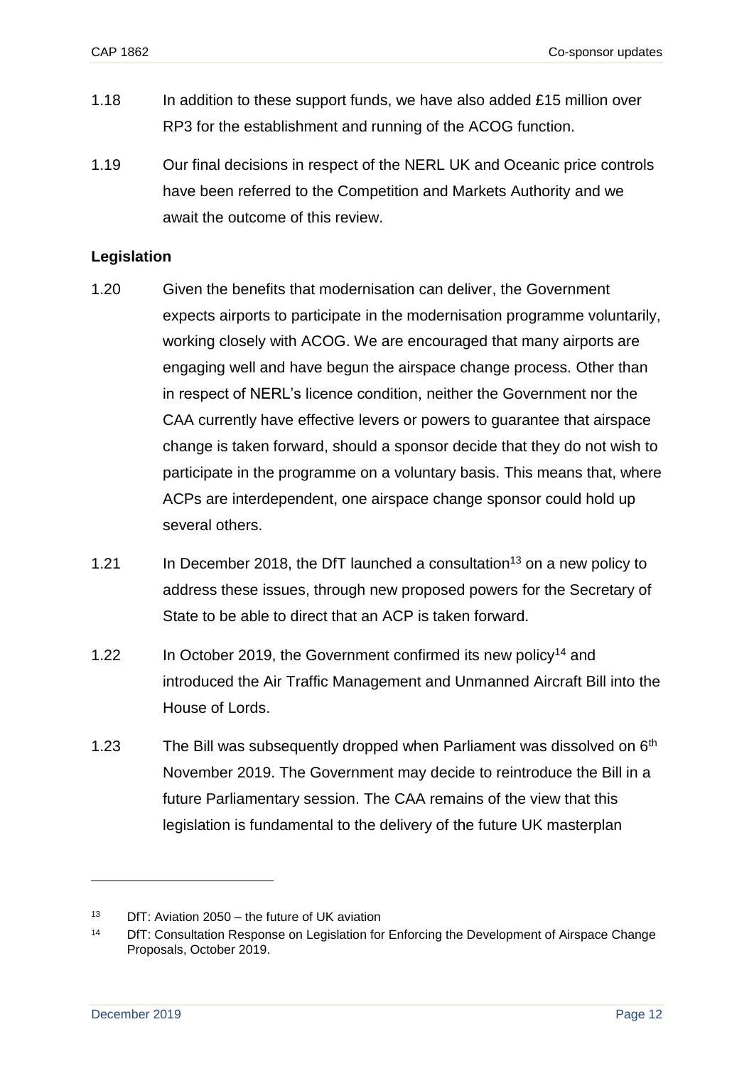1.18 In addition to these support funds, we have also added £15 million over RP3 for the establishment and running of the ACOG function.

1.19 Our final decisions in respect of the NERL UK and Oceanic price controls have been referred to the Competition and Markets Authority and we await the outcome of this review.

**Legislation**

1.20 Given the benefits that modernisation can deliver, the Government expects airports to participate in the modernisation programme voluntarily, working closely with ACOG. We are encouraged that many airports are engaging well and have begun the airspace change process. Other than in respect of NERL's licence condition, neither the Government nor the CAA currently have effective levers or powers to guarantee that airspace change is taken forward, should a sponsor decide that they do not wish to participate in the programme on a voluntary basis. This means that, where ACPs are interdependent, one airspace change sponsor could hold up several others.

1.21 In December 2018, the DfT launched a consultation[13] on a new policy to address these issues, through new proposed powers for the Secretary of State to be able to direct that an ACP is taken forward.

1.22 In October 2019, the Government confirmed its new policy[14] and introduced the Air Traffic Management and Unmanned Aircraft Bill into the House of Lords.

1.23 The Bill was subsequently dropped when Parliament was dissolved on 6th November 2019. The Government may decide to reintroduce the Bill in a future Parliamentary session. The CAA remains of the view that this legislation is fundamental to the delivery of the future UK masterplan

---

[13] DfT: Aviation 2050 – the future of UK aviation

[14] DfT: Consultation Response on Legislation for Enforcing the Development of Airspace Change Proposals, October 2019.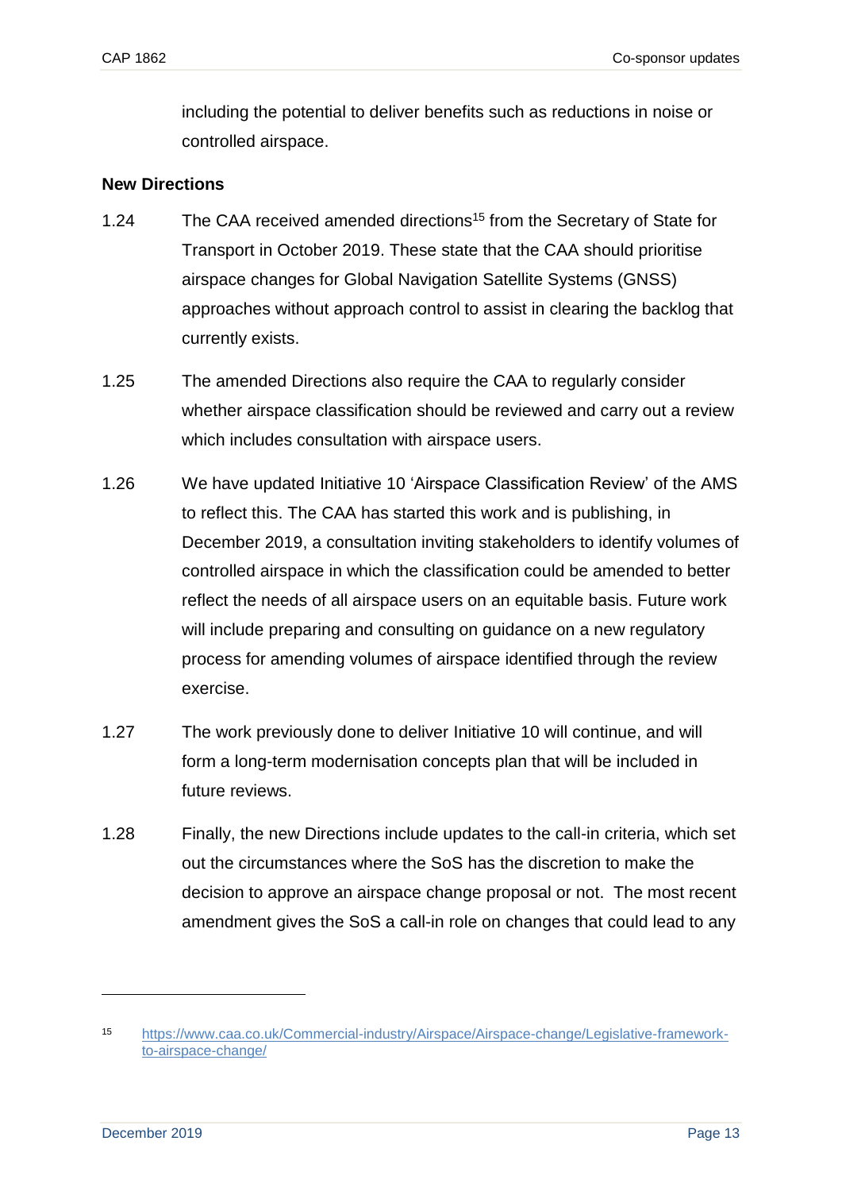including the potential to deliver benefits such as reductions in noise or controlled airspace.

**New Directions**

1.24 The CAA received amended directions[15] from the Secretary of State for Transport in October 2019. These state that the CAA should prioritise airspace changes for Global Navigation Satellite Systems (GNSS) approaches without approach control to assist in clearing the backlog that currently exists.

1.25 The amended Directions also require the CAA to regularly consider whether airspace classification should be reviewed and carry out a review which includes consultation with airspace users.

1.26 We have updated Initiative 10 'Airspace Classification Review' of the AMS to reflect this. The CAA has started this work and is publishing, in December 2019, a consultation inviting stakeholders to identify volumes of controlled airspace in which the classification could be amended to better reflect the needs of all airspace users on an equitable basis. Future work will include preparing and consulting on guidance on a new regulatory process for amending volumes of airspace identified through the review exercise.

1.27 The work previously done to deliver Initiative 10 will continue, and will form a long-term modernisation concepts plan that will be included in future reviews.

1.28 Finally, the new Directions include updates to the call-in criteria, which set out the circumstances where the SoS has the discretion to make the decision to approve an airspace change proposal or not. The most recent amendment gives the SoS a call-in role on changes that could lead to any

---

[15] https://www.caa.co.uk/Commercial-industry/Airspace/Airspace-change/Legislative-framework-to-airspace-change/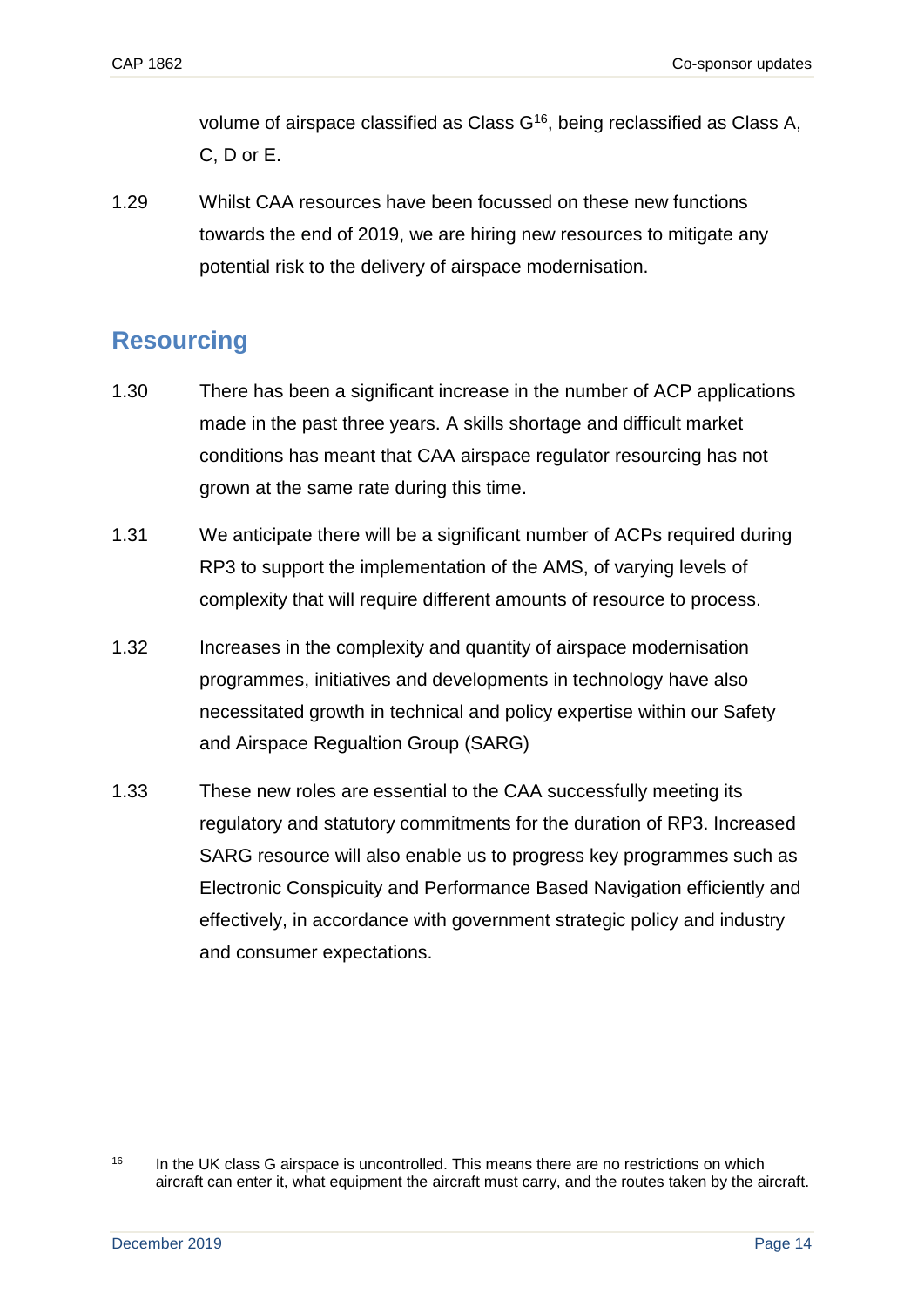volume of airspace classified as Class G[16], being reclassified as Class A, C, D or E.

1.29 Whilst CAA resources have been focussed on these new functions towards the end of 2019, we are hiring new resources to mitigate any potential risk to the delivery of airspace modernisation.

## Resourcing

1.30 There has been a significant increase in the number of ACP applications made in the past three years. A skills shortage and difficult market conditions has meant that CAA airspace regulator resourcing has not grown at the same rate during this time.

1.31 We anticipate there will be a significant number of ACPs required during RP3 to support the implementation of the AMS, of varying levels of complexity that will require different amounts of resource to process.

1.32 Increases in the complexity and quantity of airspace modernisation programmes, initiatives and developments in technology have also necessitated growth in technical and policy expertise within our Safety and Airspace Regualtion Group (SARG)

1.33 These new roles are essential to the CAA successfully meeting its regulatory and statutory commitments for the duration of RP3. Increased SARG resource will also enable us to progress key programmes such as Electronic Conspicuity and Performance Based Navigation efficiently and effectively, in accordance with government strategic policy and industry and consumer expectations.

[16] In the UK class G airspace is uncontrolled. This means there are no restrictions on which aircraft can enter it, what equipment the aircraft must carry, and the routes taken by the aircraft.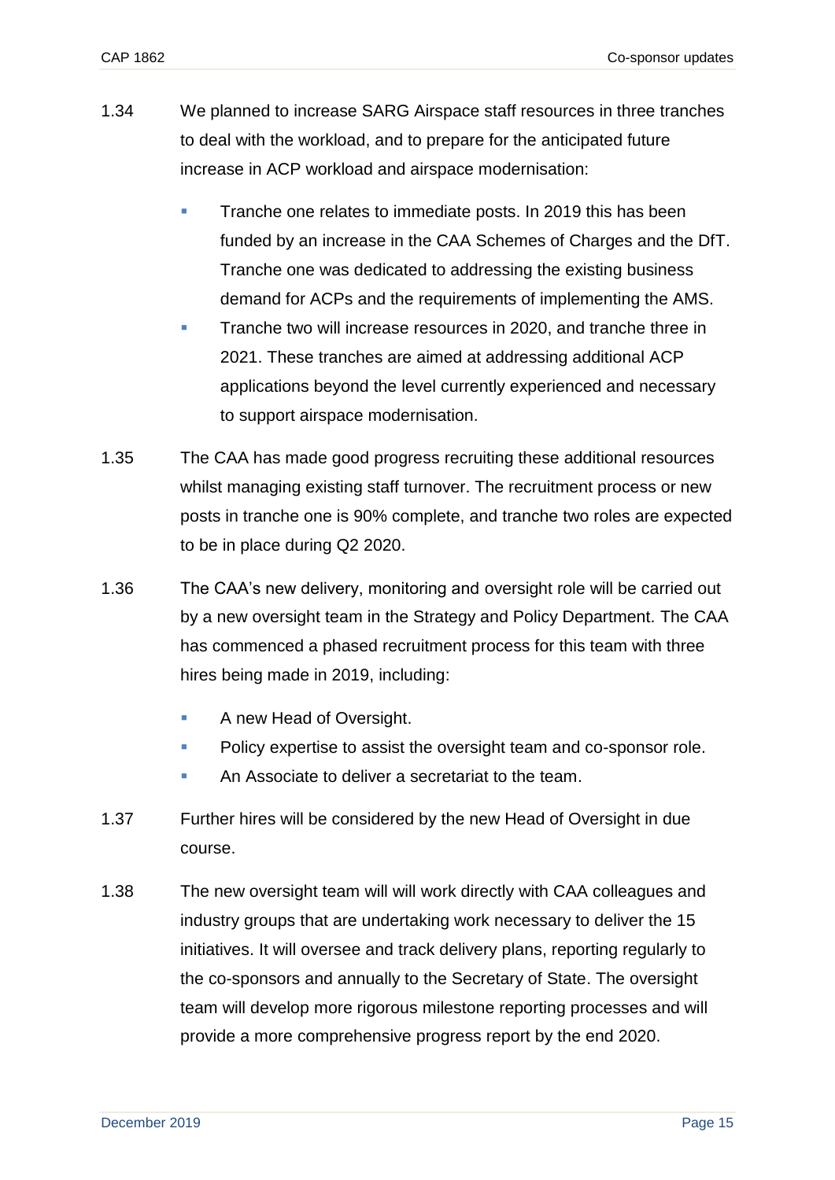1.34 We planned to increase SARG Airspace staff resources in three tranches to deal with the workload, and to prepare for the anticipated future increase in ACP workload and airspace modernisation:

- Tranche one relates to immediate posts. In 2019 this has been funded by an increase in the CAA Schemes of Charges and the DfT. Tranche one was dedicated to addressing the existing business demand for ACPs and the requirements of implementing the AMS.
- Tranche two will increase resources in 2020, and tranche three in 2021. These tranches are aimed at addressing additional ACP applications beyond the level currently experienced and necessary to support airspace modernisation.

1.35 The CAA has made good progress recruiting these additional resources whilst managing existing staff turnover. The recruitment process or new posts in tranche one is 90% complete, and tranche two roles are expected to be in place during Q2 2020.

1.36 The CAA's new delivery, monitoring and oversight role will be carried out by a new oversight team in the Strategy and Policy Department. The CAA has commenced a phased recruitment process for this team with three hires being made in 2019, including:

- A new Head of Oversight.
- Policy expertise to assist the oversight team and co-sponsor role.
- An Associate to deliver a secretariat to the team.

1.37 Further hires will be considered by the new Head of Oversight in due course.

1.38 The new oversight team will will work directly with CAA colleagues and industry groups that are undertaking work necessary to deliver the 15 initiatives. It will oversee and track delivery plans, reporting regularly to the co-sponsors and annually to the Secretary of State. The oversight team will develop more rigorous milestone reporting processes and will provide a more comprehensive progress report by the end 2020.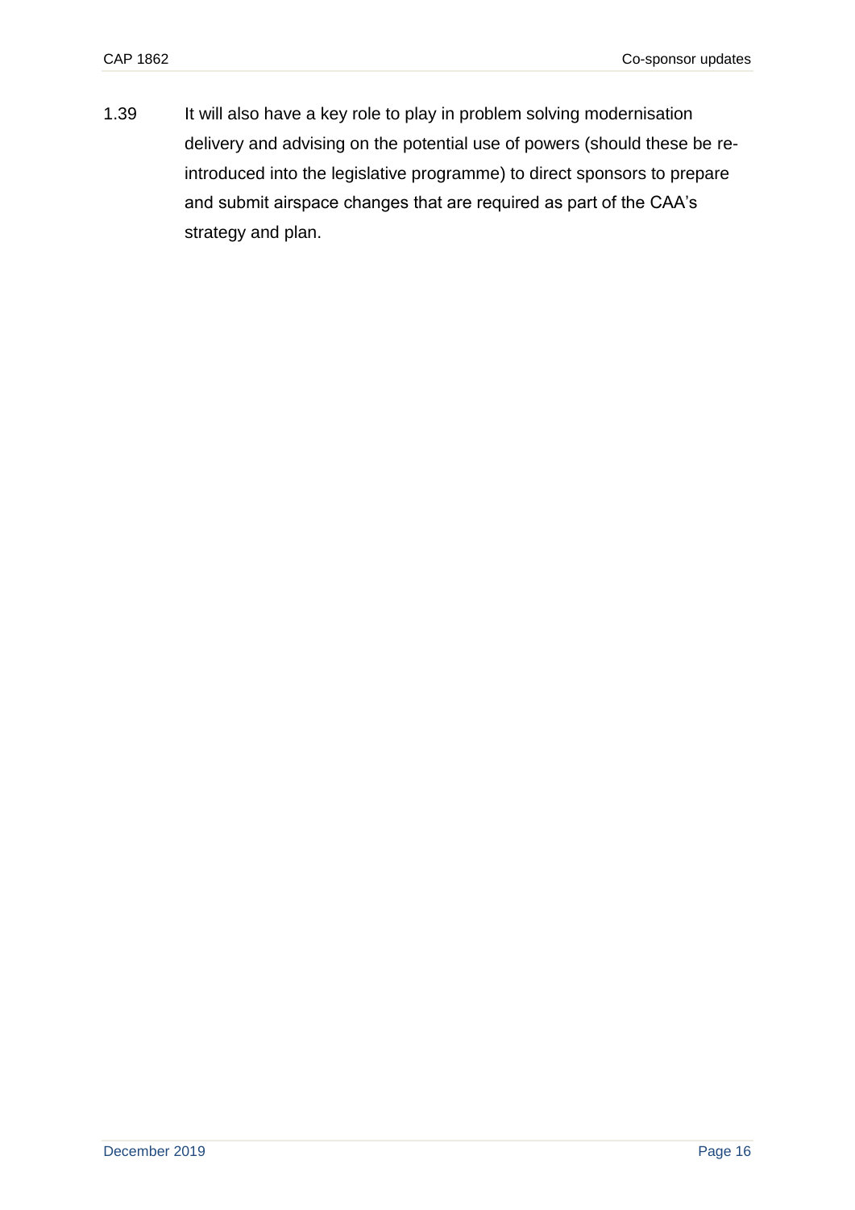1.39 It will also have a key role to play in problem solving modernisation delivery and advising on the potential use of powers (should these be re-introduced into the legislative programme) to direct sponsors to prepare and submit airspace changes that are required as part of the CAA's strategy and plan.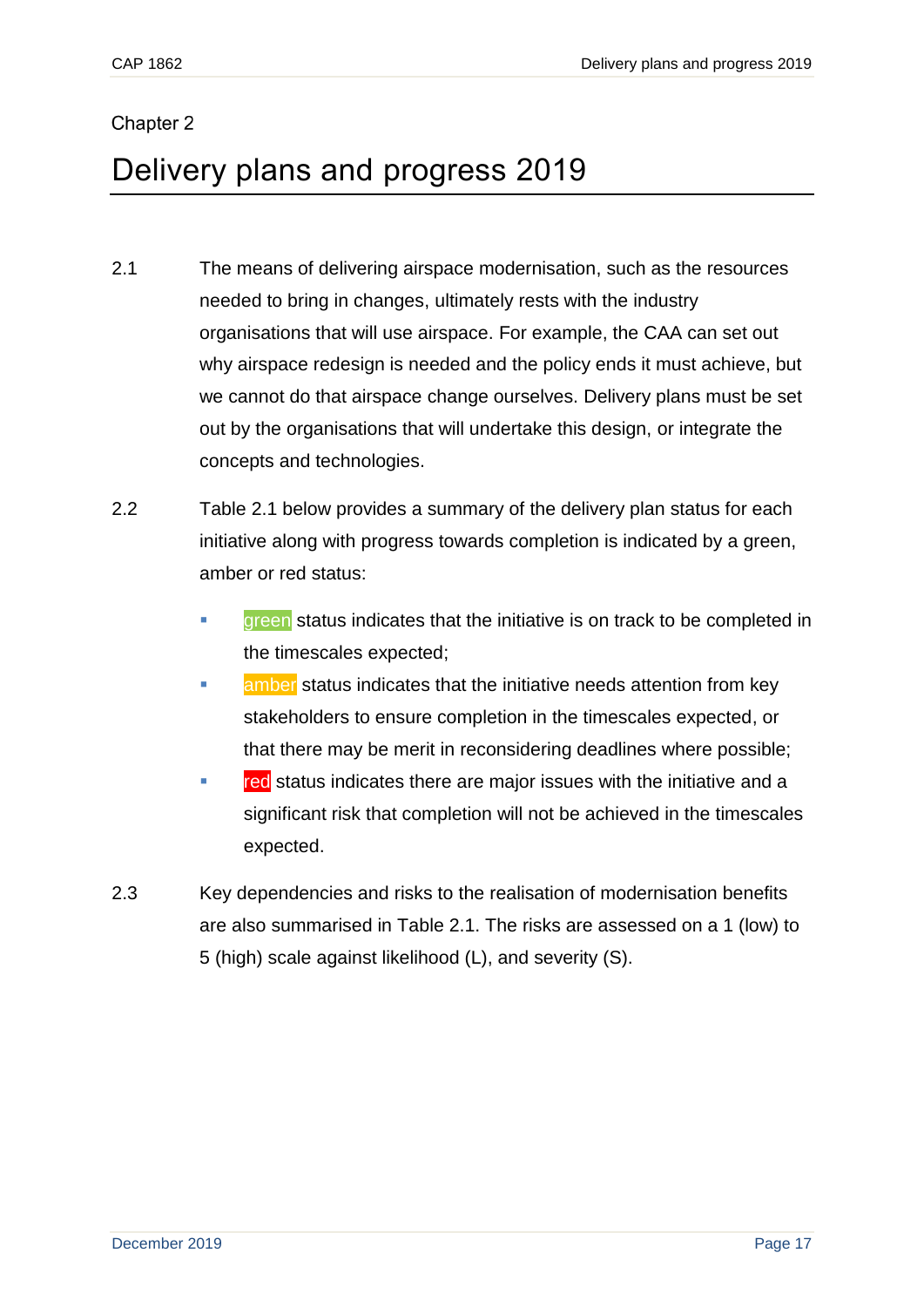Chapter 2

# Delivery plans and progress 2019

2.1 The means of delivering airspace modernisation, such as the resources needed to bring in changes, ultimately rests with the industry organisations that will use airspace. For example, the CAA can set out why airspace redesign is needed and the policy ends it must achieve, but we cannot do that airspace change ourselves. Delivery plans must be set out by the organisations that will undertake this design, or integrate the concepts and technologies.

2.2 Table 2.1 below provides a summary of the delivery plan status for each initiative along with progress towards completion is indicated by a green, amber or red status:

- green status indicates that the initiative is on track to be completed in the timescales expected;
- amber status indicates that the initiative needs attention from key stakeholders to ensure completion in the timescales expected, or that there may be merit in reconsidering deadlines where possible;
- red status indicates there are major issues with the initiative and a significant risk that completion will not be achieved in the timescales expected.

2.3 Key dependencies and risks to the realisation of modernisation benefits are also summarised in Table 2.1. The risks are assessed on a 1 (low) to 5 (high) scale against likelihood (L), and severity (S).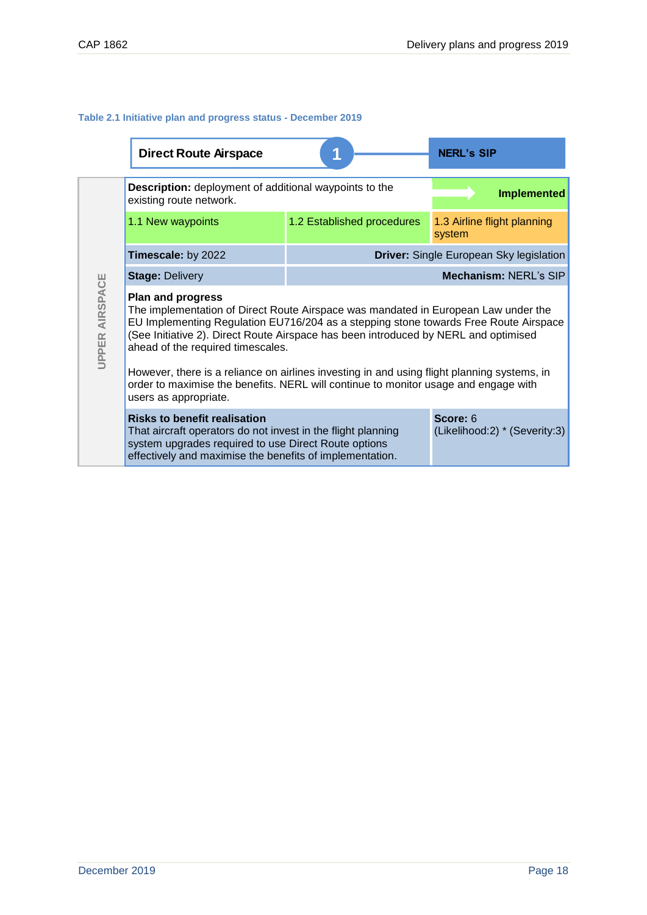**Table 2.1 Initiative plan and progress status - December 2019**

**Direct Route Airspace** — **1** — **NERL's SIP**

UPPER AIRSPACE

| | | |
|---|---|---|
| **Description:** deployment of additional waypoints to the existing route network. | | **Implemented** |
| 1.1 New waypoints | 1.2 Established procedures | 1.3 Airline flight planning system |
| **Timescale:** by 2022 | **Driver:** Single European Sky legislation | |
| **Stage:** Delivery | **Mechanism:** NERL's SIP | |

**Plan and progress**

The implementation of Direct Route Airspace was mandated in European Law under the EU Implementing Regulation EU716/204 as a stepping stone towards Free Route Airspace (See Initiative 2). Direct Route Airspace has been introduced by NERL and optimised ahead of the required timescales.

However, there is a reliance on airlines investing in and using flight planning systems, in order to maximise the benefits. NERL will continue to monitor usage and engage with users as appropriate.

| **Risks to benefit realisation** | **Score:** 6 |
|---|---|
| That aircraft operators do not invest in the flight planning system upgrades required to use Direct Route options effectively and maximise the benefits of implementation. | (Likelihood:2) * (Severity:3) |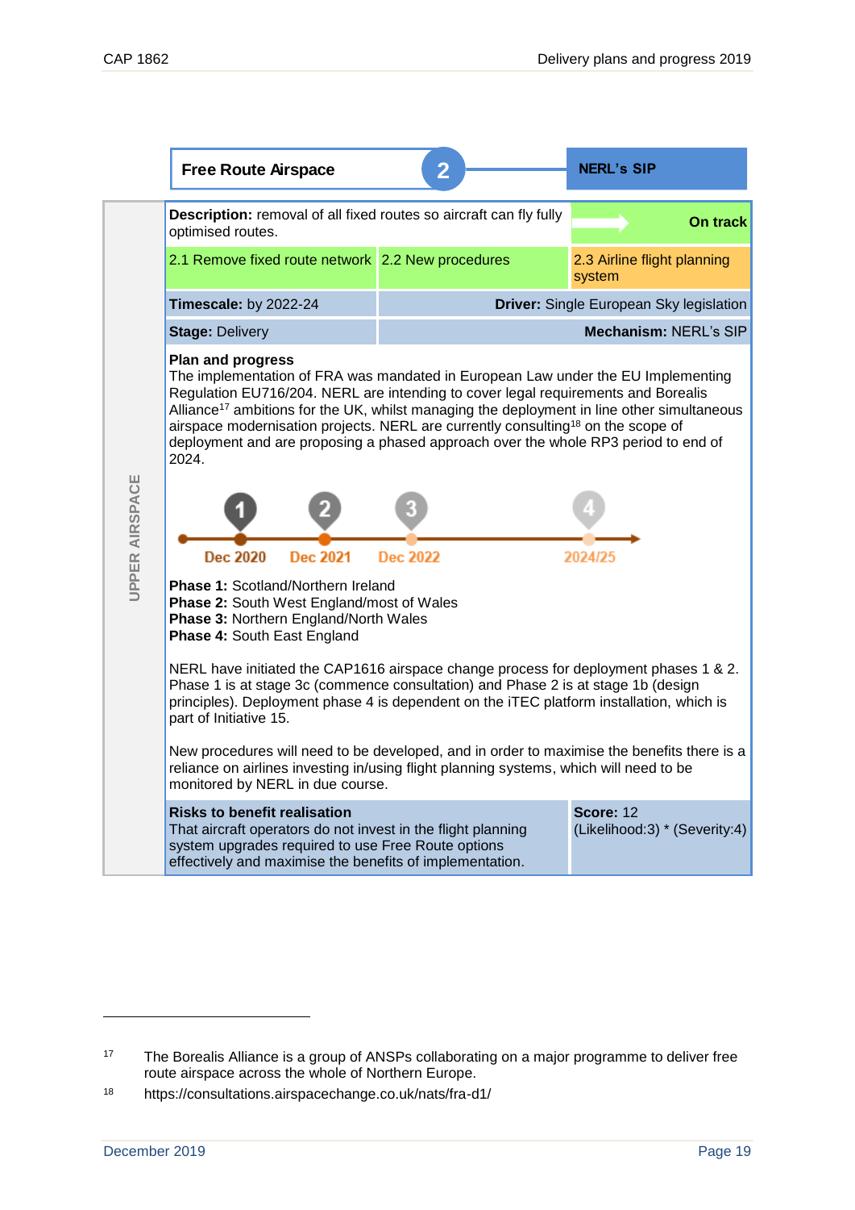## Free Route Airspace — 2 — NERL's SIP

UPPER AIRSPACE

| **Description:** removal of all fixed routes so aircraft can fly fully optimised routes. | | **On track** |
|---|---|---|
| 2.1 Remove fixed route network | 2.2 New procedures | 2.3 Airline flight planning system |
| **Timescale:** by 2022-24 | **Driver:** Single European Sky legislation | |
| **Stage:** Delivery | **Mechanism:** NERL's SIP | |

**Plan and progress**

The implementation of FRA was mandated in European Law under the EU Implementing Regulation EU716/204. NERL are intending to cover legal requirements and Borealis Alliance[17] ambitions for the UK, whilst managing the deployment in line other simultaneous airspace modernisation projects. NERL are currently consulting[18] on the scope of deployment and are proposing a phased approach over the whole RP3 period to end of 2024.

1 — Dec 2020; 2 — Dec 2021; 3 — Dec 2022; 4 — 2024/25

**Phase 1:** Scotland/Northern Ireland
**Phase 2:** South West England/most of Wales
**Phase 3:** Northern England/North Wales
**Phase 4:** South East England

NERL have initiated the CAP1616 airspace change process for deployment phases 1 & 2. Phase 1 is at stage 3c (commence consultation) and Phase 2 is at stage 1b (design principles). Deployment phase 4 is dependent on the iTEC platform installation, which is part of Initiative 15.

New procedures will need to be developed, and in order to maximise the benefits there is a reliance on airlines investing in/using flight planning systems, which will need to be monitored by NERL in due course.

| **Risks to benefit realisation** | **Score:** 12 |
|---|---|
| That aircraft operators do not invest in the flight planning system upgrades required to use Free Route options effectively and maximise the benefits of implementation. | (Likelihood:3) * (Severity:4) |

---

17 The Borealis Alliance is a group of ANSPs collaborating on a major programme to deliver free route airspace across the whole of Northern Europe.

18 https://consultations.airspacechange.co.uk/nats/fra-d1/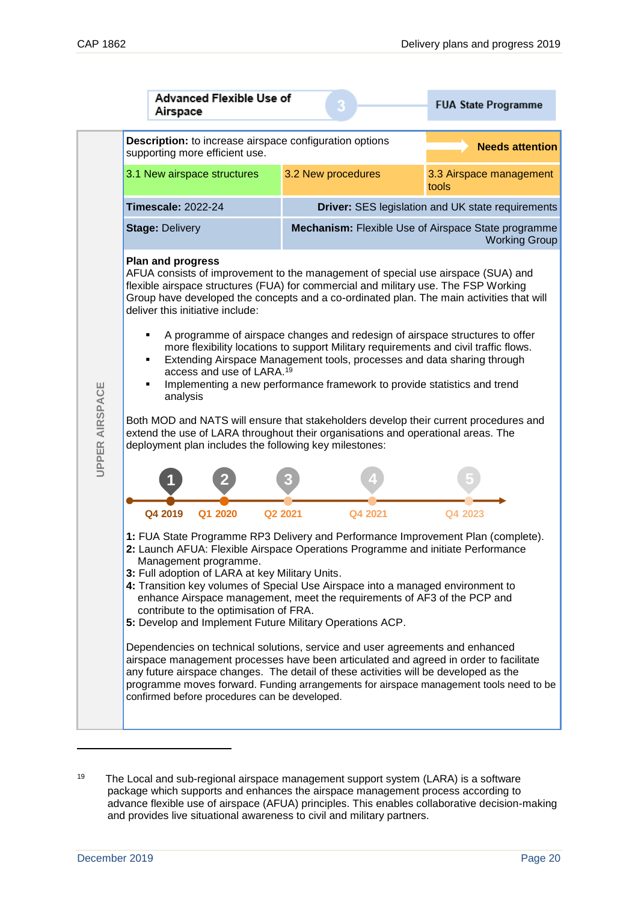**UPPER AIRSPACE**

| Advanced Flexible Use of Airspace | 3 | FUA State Programme |
|---|---|---|
| **Description:** to increase airspace configuration options supporting more efficient use. | | **Needs attention** |
| 3.1 New airspace structures | 3.2 New procedures | 3.3 Airspace management tools |
| **Timescale:** 2022-24 | **Driver:** SES legislation and UK state requirements | |
| **Stage:** Delivery | **Mechanism:** Flexible Use of Airspace State programme Working Group | |

**Plan and progress**

AFUA consists of improvement to the management of special use airspace (SUA) and flexible airspace structures (FUA) for commercial and military use. The FSP Working Group have developed the concepts and a co-ordinated plan. The main activities that will deliver this initiative include:

- A programme of airspace changes and redesign of airspace structures to offer more flexibility locations to support Military requirements and civil traffic flows.
- Extending Airspace Management tools, processes and data sharing through access and use of LARA.[19]
- Implementing a new performance framework to provide statistics and trend analysis

Both MOD and NATS will ensure that stakeholders develop their current procedures and extend the use of LARA throughout their organisations and operational areas. The deployment plan includes the following key milestones:

1 – Q4 2019; 2 – Q1 2020; 3 – Q2 2021; 4 – Q4 2021; 5 – Q4 2023

**1:** FUA State Programme RP3 Delivery and Performance Improvement Plan (complete).
**2:** Launch AFUA: Flexible Airspace Operations Programme and initiate Performance Management programme.
**3:** Full adoption of LARA at key Military Units.
**4:** Transition key volumes of Special Use Airspace into a managed environment to enhance Airspace management, meet the requirements of AF3 of the PCP and contribute to the optimisation of FRA.
**5:** Develop and Implement Future Military Operations ACP.

Dependencies on technical solutions, service and user agreements and enhanced airspace management processes have been articulated and agreed in order to facilitate any future airspace changes. The detail of these activities will be developed as the programme moves forward. Funding arrangements for airspace management tools need to be confirmed before procedures can be developed.

---

[19] The Local and sub-regional airspace management support system (LARA) is a software package which supports and enhances the airspace management process according to advance flexible use of airspace (AFUA) principles. This enables collaborative decision-making and provides live situational awareness to civil and military partners.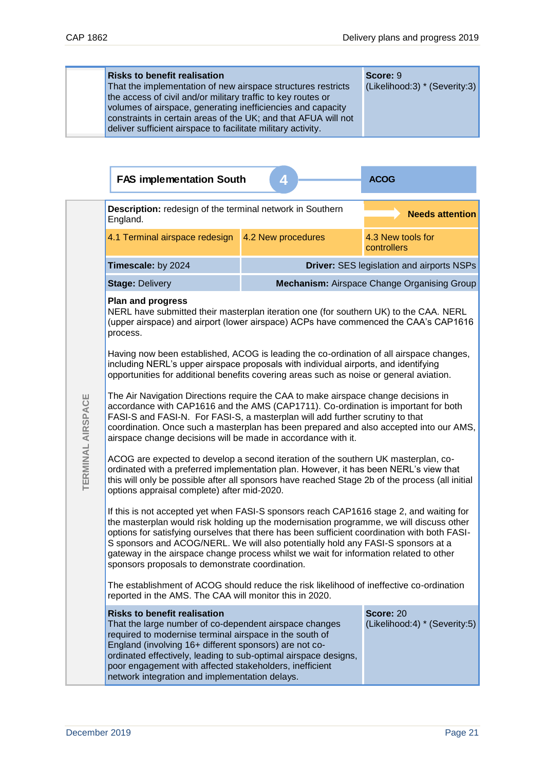| Risks to benefit realisation | Score |
|---|---|
| That the implementation of new airspace structures restricts the access of civil and/or military traffic to key routes or volumes of airspace, generating inefficiencies and capacity constraints in certain areas of the UK; and that AFUA will not deliver sufficient airspace to facilitate military activity. | **Score:** 9 (Likelihood:3) * (Severity:3) |

## FAS implementation South — 4 — ACOG

TERMINAL AIRSPACE

| | | |
|---|---|---|
| **Description:** redesign of the terminal network in Southern England. | | **Needs attention** |
| 4.1 Terminal airspace redesign | 4.2 New procedures | 4.3 New tools for controllers |
| **Timescale:** by 2024 | **Driver:** SES legislation and airports NSPs | |
| **Stage:** Delivery | **Mechanism:** Airspace Change Organising Group | |

**Plan and progress**

NERL have submitted their masterplan iteration one (for southern UK) to the CAA. NERL (upper airspace) and airport (lower airspace) ACPs have commenced the CAA's CAP1616 process.

Having now been established, ACOG is leading the co-ordination of all airspace changes, including NERL's upper airspace proposals with individual airports, and identifying opportunities for additional benefits covering areas such as noise or general aviation.

The Air Navigation Directions require the CAA to make airspace change decisions in accordance with CAP1616 and the AMS (CAP1711). Co-ordination is important for both FASI-S and FASI-N. For FASI-S, a masterplan will add further scrutiny to that coordination. Once such a masterplan has been prepared and also accepted into our AMS, airspace change decisions will be made in accordance with it.

ACOG are expected to develop a second iteration of the southern UK masterplan, co-ordinated with a preferred implementation plan. However, it has been NERL's view that this will only be possible after all sponsors have reached Stage 2b of the process (all initial options appraisal complete) after mid-2020.

If this is not accepted yet when FASI-S sponsors reach CAP1616 stage 2, and waiting for the masterplan would risk holding up the modernisation programme, we will discuss other options for satisfying ourselves that there has been sufficient coordination with both FASI-S sponsors and ACOG/NERL. We will also potentially hold any FASI-S sponsors at a gateway in the airspace change process whilst we wait for information related to other sponsors proposals to demonstrate coordination.

The establishment of ACOG should reduce the risk likelihood of ineffective co-ordination reported in the AMS. The CAA will monitor this in 2020.

| Risks to benefit realisation | Score |
|---|---|
| That the large number of co-dependent airspace changes required to modernise terminal airspace in the south of England (involving 16+ different sponsors) are not co-ordinated effectively, leading to sub-optimal airspace designs, poor engagement with affected stakeholders, inefficient network integration and implementation delays. | **Score:** 20 (Likelihood:4) * (Severity:5) |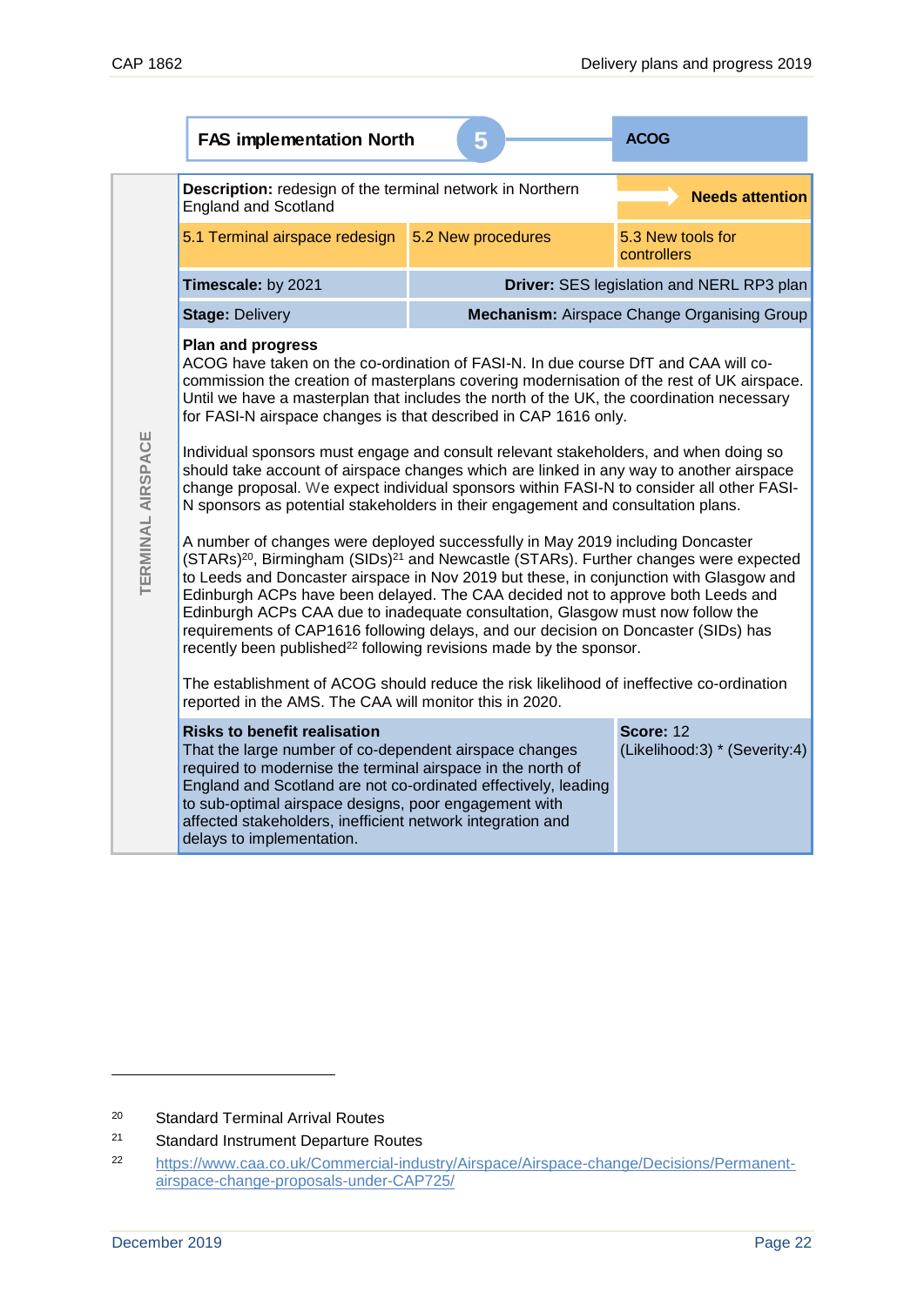## FAS implementation North — 5

**ACOG**

TERMINAL AIRSPACE

| **Description:** redesign of the terminal network in Northern England and Scotland | | **Needs attention** |
|---|---|---|
| 5.1 Terminal airspace redesign | 5.2 New procedures | 5.3 New tools for controllers |
| **Timescale:** by 2021 | **Driver:** SES legislation and NERL RP3 plan | |
| **Stage:** Delivery | **Mechanism:** Airspace Change Organising Group | |

**Plan and progress**

ACOG have taken on the co-ordination of FASI-N. In due course DfT and CAA will co-commission the creation of masterplans covering modernisation of the rest of UK airspace. Until we have a masterplan that includes the north of the UK, the coordination necessary for FASI-N airspace changes is that described in CAP 1616 only.

Individual sponsors must engage and consult relevant stakeholders, and when doing so should take account of airspace changes which are linked in any way to another airspace change proposal. We expect individual sponsors within FASI-N to consider all other FASI-N sponsors as potential stakeholders in their engagement and consultation plans.

A number of changes were deployed successfully in May 2019 including Doncaster (STARs)[20], Birmingham (SIDs)[21] and Newcastle (STARs). Further changes were expected to Leeds and Doncaster airspace in Nov 2019 but these, in conjunction with Glasgow and Edinburgh ACPs have been delayed. The CAA decided not to approve both Leeds and Edinburgh ACPs CAA due to inadequate consultation, Glasgow must now follow the requirements of CAP1616 following delays, and our decision on Doncaster (SIDs) has recently been published[22] following revisions made by the sponsor.

The establishment of ACOG should reduce the risk likelihood of ineffective co-ordination reported in the AMS. The CAA will monitor this in 2020.

| **Risks to benefit realisation** | **Score:** 12 |
|---|---|
| That the large number of co-dependent airspace changes required to modernise the terminal airspace in the north of England and Scotland are not co-ordinated effectively, leading to sub-optimal airspace designs, poor engagement with affected stakeholders, inefficient network integration and delays to implementation. | (Likelihood:3) * (Severity:4) |

---

[20] Standard Terminal Arrival Routes

[21] Standard Instrument Departure Routes

[22] https://www.caa.co.uk/Commercial-industry/Airspace/Airspace-change/Decisions/Permanent-airspace-change-proposals-under-CAP725/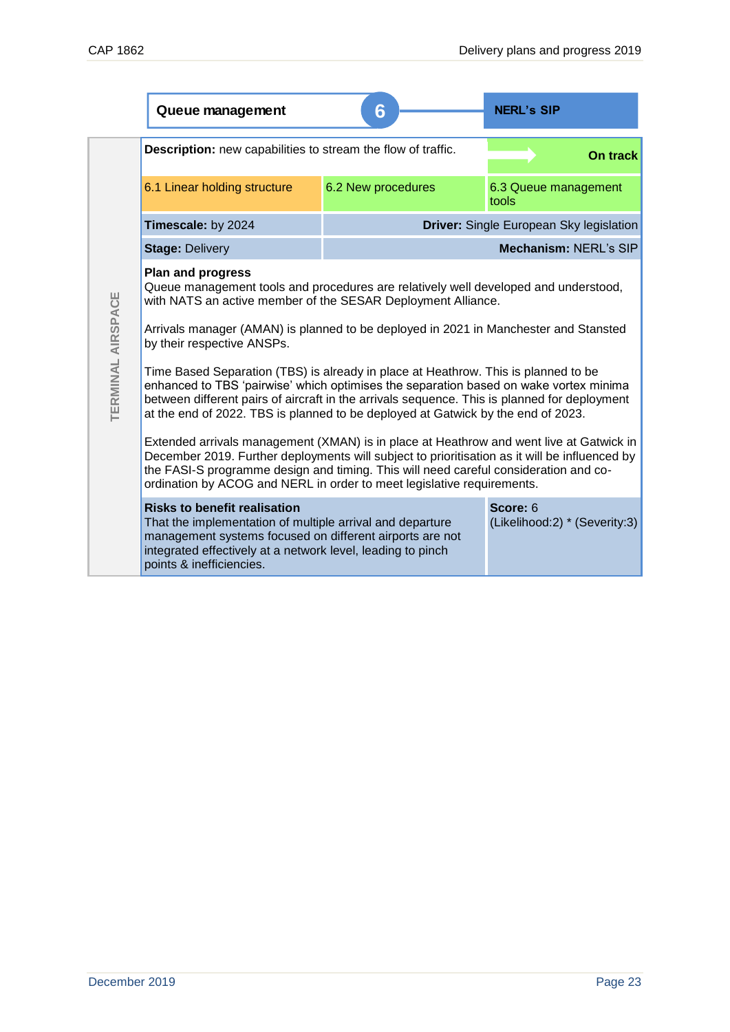## Queue management 6

**NERL's SIP**

TERMINAL AIRSPACE

| **Description:** new capabilities to stream the flow of traffic. | | **On track** |
|---|---|---|
| 6.1 Linear holding structure | 6.2 New procedures | 6.3 Queue management tools |
| **Timescale:** by 2024 | **Driver:** Single European Sky legislation | |
| **Stage:** Delivery | **Mechanism:** NERL's SIP | |

**Plan and progress**

Queue management tools and procedures are relatively well developed and understood, with NATS an active member of the SESAR Deployment Alliance.

Arrivals manager (AMAN) is planned to be deployed in 2021 in Manchester and Stansted by their respective ANSPs.

Time Based Separation (TBS) is already in place at Heathrow. This is planned to be enhanced to TBS 'pairwise' which optimises the separation based on wake vortex minima between different pairs of aircraft in the arrivals sequence. This is planned for deployment at the end of 2022. TBS is planned to be deployed at Gatwick by the end of 2023.

Extended arrivals management (XMAN) is in place at Heathrow and went live at Gatwick in December 2019. Further deployments will subject to prioritisation as it will be influenced by the FASI-S programme design and timing. This will need careful consideration and co-ordination by ACOG and NERL in order to meet legislative requirements.

| **Risks to benefit realisation** | **Score:** 6 |
|---|---|
| That the implementation of multiple arrival and departure management systems focused on different airports are not integrated effectively at a network level, leading to pinch points & inefficiencies. | (Likelihood:2) * (Severity:3) |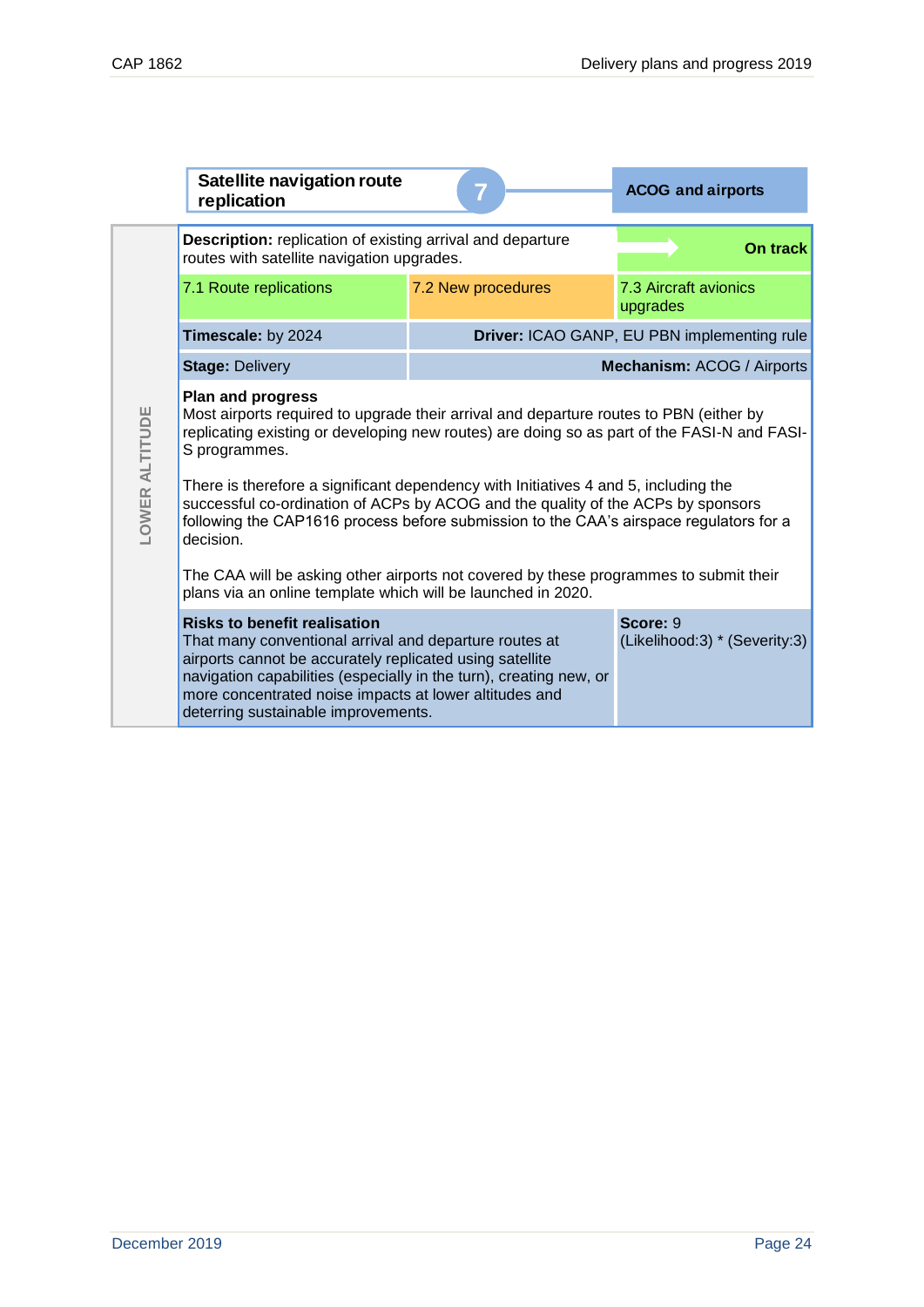## Satellite navigation route replication — 7 — ACOG and airports

LOWER ALTITUDE

| **Description:** replication of existing arrival and departure routes with satellite navigation upgrades. | | **On track** |
|---|---|---|
| 7.1 Route replications | 7.2 New procedures | 7.3 Aircraft avionics upgrades |
| **Timescale:** by 2024 | **Driver:** ICAO GANP, EU PBN implementing rule | |
| **Stage:** Delivery | **Mechanism:** ACOG / Airports | |

**Plan and progress**

Most airports required to upgrade their arrival and departure routes to PBN (either by replicating existing or developing new routes) are doing so as part of the FASI-N and FASI-S programmes.

There is therefore a significant dependency with Initiatives 4 and 5, including the successful co-ordination of ACPs by ACOG and the quality of the ACPs by sponsors following the CAP1616 process before submission to the CAA's airspace regulators for a decision.

The CAA will be asking other airports not covered by these programmes to submit their plans via an online template which will be launched in 2020.

| **Risks to benefit realisation** | **Score:** 9 |
|---|---|
| That many conventional arrival and departure routes at airports cannot be accurately replicated using satellite navigation capabilities (especially in the turn), creating new, or more concentrated noise impacts at lower altitudes and deterring sustainable improvements. | (Likelihood:3) * (Severity:3) |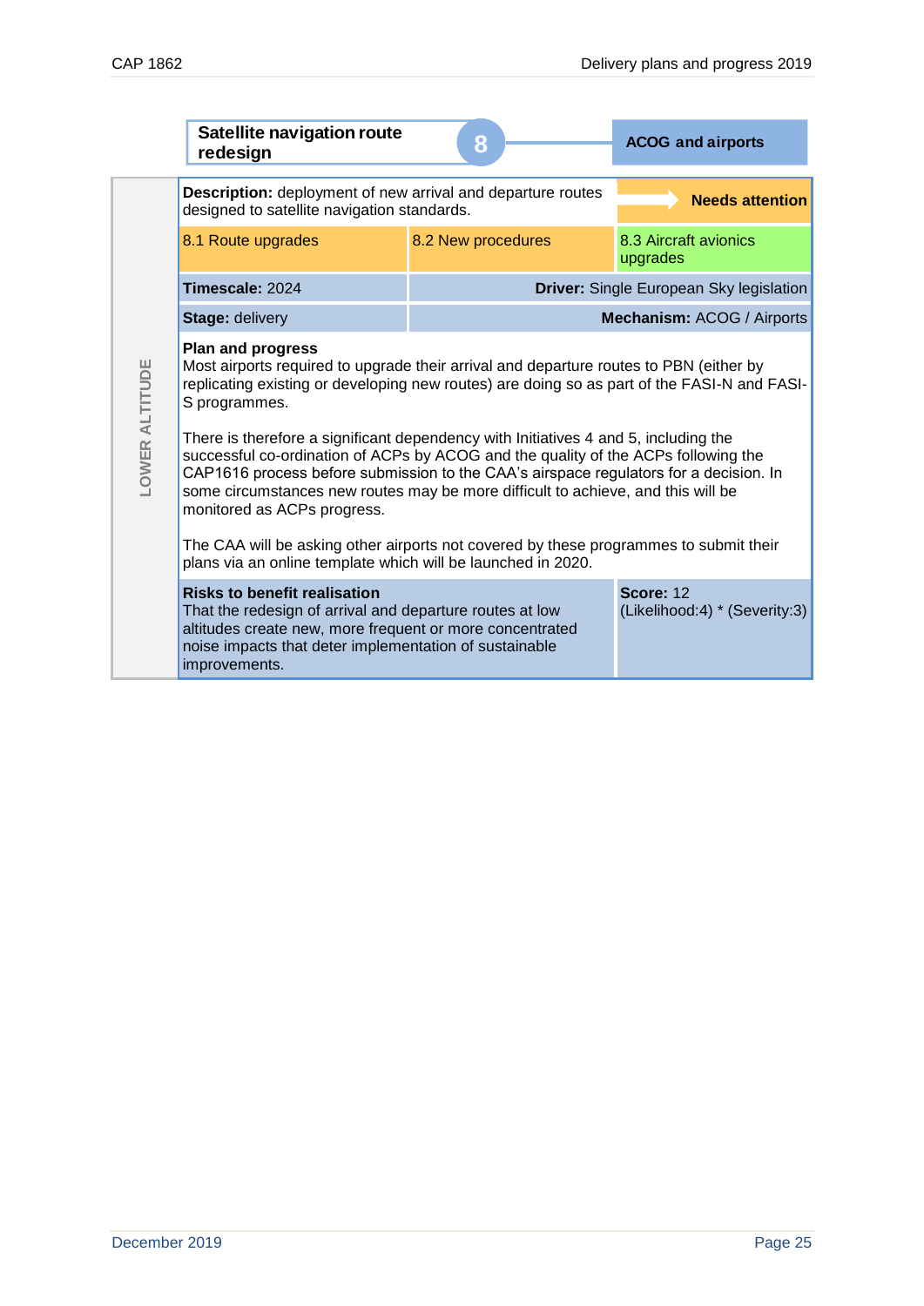## Satellite navigation route redesign

**8** — **ACOG and airports**

LOWER ALTITUDE

| **Description:** deployment of new arrival and departure routes designed to satellite navigation standards. | | **Needs attention** |
|---|---|---|
| 8.1 Route upgrades | 8.2 New procedures | 8.3 Aircraft avionics upgrades |
| **Timescale:** 2024 | **Driver:** Single European Sky legislation | |
| **Stage:** delivery | **Mechanism:** ACOG / Airports | |

**Plan and progress**

Most airports required to upgrade their arrival and departure routes to PBN (either by replicating existing or developing new routes) are doing so as part of the FASI-N and FASI-S programmes.

There is therefore a significant dependency with Initiatives 4 and 5, including the successful co-ordination of ACPs by ACOG and the quality of the ACPs following the CAP1616 process before submission to the CAA's airspace regulators for a decision. In some circumstances new routes may be more difficult to achieve, and this will be monitored as ACPs progress.

The CAA will be asking other airports not covered by these programmes to submit their plans via an online template which will be launched in 2020.

| **Risks to benefit realisation** | **Score:** 12 |
|---|---|
| That the redesign of arrival and departure routes at low altitudes create new, more frequent or more concentrated noise impacts that deter implementation of sustainable improvements. | (Likelihood:4) * (Severity:3) |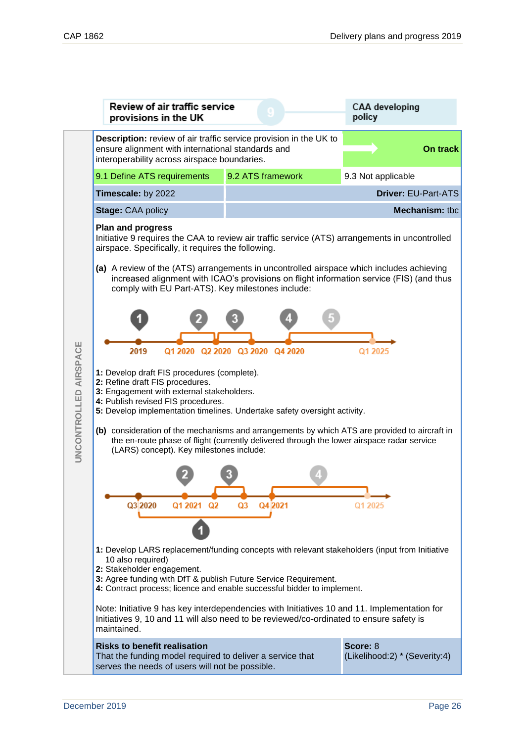UNCONTROLLED AIRSPACE

| Review of air traffic service provisions in the UK | 9 | CAA developing policy |
|---|---|---|

| **Description:** review of air traffic service provision in the UK to ensure alignment with international standards and interoperability across airspace boundaries. | | **On track** |
|---|---|---|
| 9.1 Define ATS requirements | 9.2 ATS framework | 9.3 Not applicable |
| **Timescale:** by 2022 | | **Driver:** EU-Part-ATS |
| **Stage:** CAA policy | | **Mechanism:** tbc |

**Plan and progress**

Initiative 9 requires the CAA to review air traffic service (ATS) arrangements in uncontrolled airspace. Specifically, it requires the following.

**(a)** A review of the (ATS) arrangements in uncontrolled airspace which includes achieving increased alignment with ICAO's provisions on flight information service (FIS) (and thus comply with EU Part-ATS). Key milestones include:

2019 · Q1 2020 · Q2 2020 · Q3 2020 · Q4 2020 · Q1 2025

**1:** Develop draft FIS procedures (complete).
**2:** Refine draft FIS procedures.
**3:** Engagement with external stakeholders.
**4:** Publish revised FIS procedures.
**5:** Develop implementation timelines. Undertake safety oversight activity.

**(b)** consideration of the mechanisms and arrangements by which ATS are provided to aircraft in the en-route phase of flight (currently delivered through the lower airspace radar service (LARS) concept). Key milestones include:

Q3 2020 · Q1 2021 · Q2 · Q3 · Q4 2021 · Q1 2025

**1:** Develop LARS replacement/funding concepts with relevant stakeholders (input from Initiative 10 also required)
**2:** Stakeholder engagement.
**3:** Agree funding with DfT & publish Future Service Requirement.
**4:** Contract process; licence and enable successful bidder to implement.

Note: Initiative 9 has key interdependencies with Initiatives 10 and 11. Implementation for Initiatives 9, 10 and 11 will also need to be reviewed/co-ordinated to ensure safety is maintained.

| **Risks to benefit realisation** | **Score:** 8 |
|---|---|
| That the funding model required to deliver a service that serves the needs of users will not be possible. | (Likelihood:2) * (Severity:4) |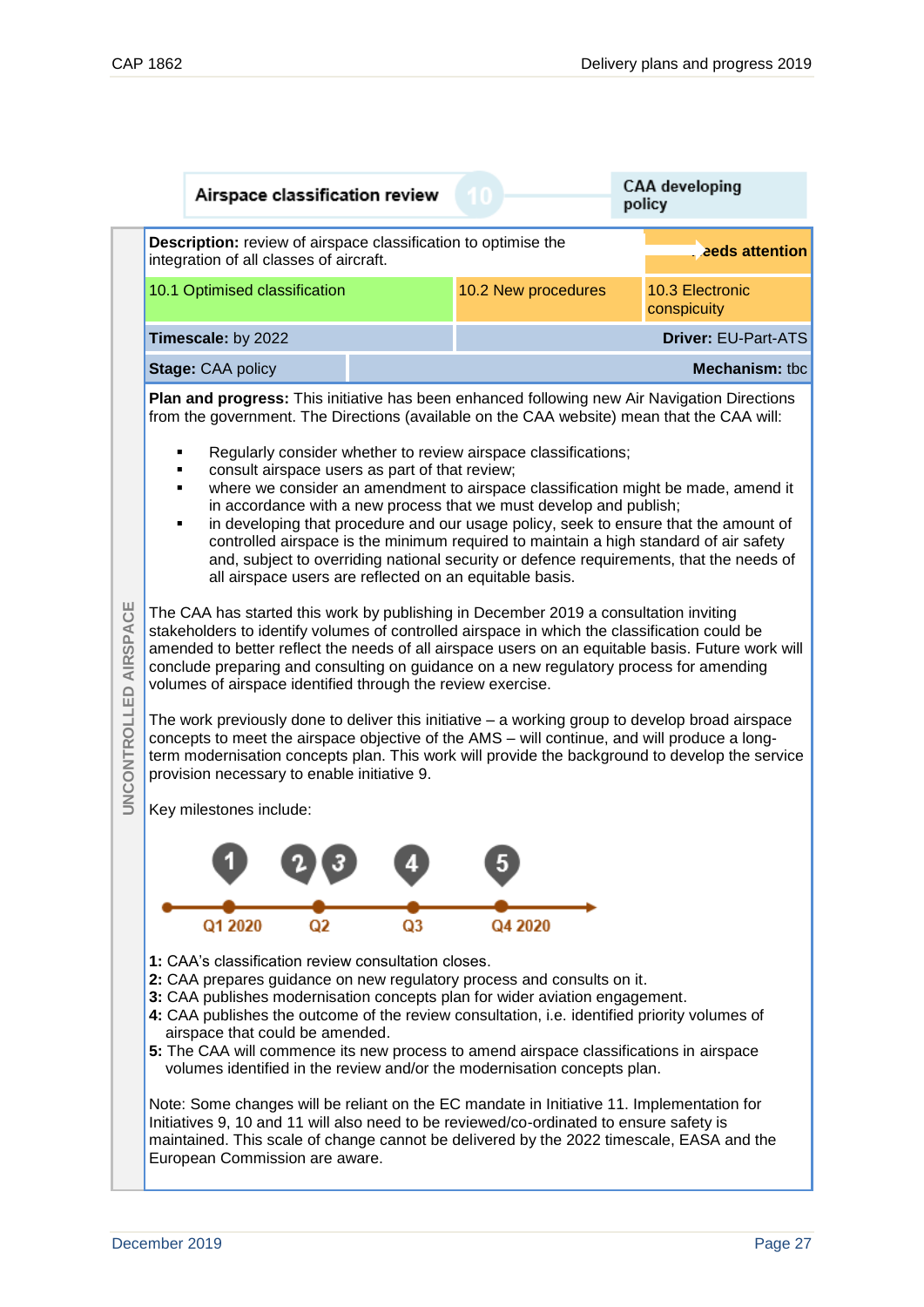## Airspace classification review 10

CAA developing policy

UNCONTROLLED AIRSPACE

| **Description:** review of airspace classification to optimise the integration of all classes of aircraft. | | Needs attention |
|---|---|---|
| 10.1 Optimised classification | 10.2 New procedures | 10.3 Electronic conspicuity |
| **Timescale:** by 2022 | | **Driver:** EU-Part-ATS |
| **Stage:** CAA policy | | **Mechanism:** tbc |

**Plan and progress:** This initiative has been enhanced following new Air Navigation Directions from the government. The Directions (available on the CAA website) mean that the CAA will:

- Regularly consider whether to review airspace classifications;
- consult airspace users as part of that review;
- where we consider an amendment to airspace classification might be made, amend it in accordance with a new process that we must develop and publish;
- in developing that procedure and our usage policy, seek to ensure that the amount of controlled airspace is the minimum required to maintain a high standard of air safety and, subject to overriding national security or defence requirements, that the needs of all airspace users are reflected on an equitable basis.

The CAA has started this work by publishing in December 2019 a consultation inviting stakeholders to identify volumes of controlled airspace in which the classification could be amended to better reflect the needs of all airspace users on an equitable basis. Future work will conclude preparing and consulting on guidance on a new regulatory process for amending volumes of airspace identified through the review exercise.

The work previously done to deliver this initiative – a working group to develop broad airspace concepts to meet the airspace objective of the AMS – will continue, and will produce a long-term modernisation concepts plan. This work will provide the background to develop the service provision necessary to enable initiative 9.

Key milestones include:

| Q1 2020 | Q2 | Q3 | Q4 2020 |
|---|---|---|---|
| 1 | 2, 3 | 4 | 5 |

**1:** CAA's classification review consultation closes.
**2:** CAA prepares guidance on new regulatory process and consults on it.
**3:** CAA publishes modernisation concepts plan for wider aviation engagement.
**4:** CAA publishes the outcome of the review consultation, i.e. identified priority volumes of airspace that could be amended.
**5:** The CAA will commence its new process to amend airspace classifications in airspace volumes identified in the review and/or the modernisation concepts plan.

Note: Some changes will be reliant on the EC mandate in Initiative 11. Implementation for Initiatives 9, 10 and 11 will also need to be reviewed/co-ordinated to ensure safety is maintained. This scale of change cannot be delivered by the 2022 timescale, EASA and the European Commission are aware.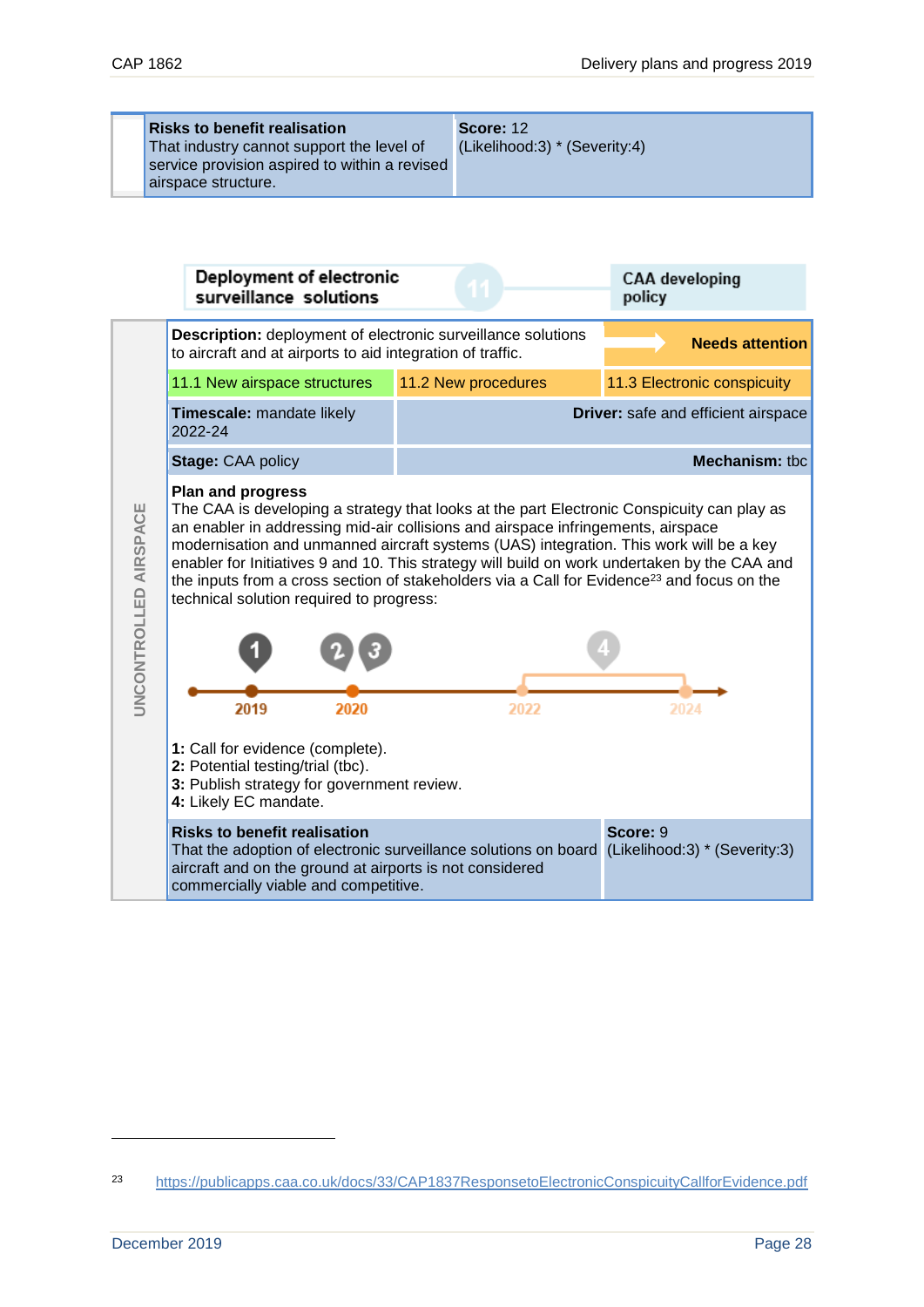| Risks to benefit realisation | Score: 12 |
|---|---|
| That industry cannot support the level of service provision aspired to within a revised airspace structure. | (Likelihood:3) * (Severity:4) |

UNCONTROLLED AIRSPACE

## Deployment of electronic surveillance solutions

11

CAA developing policy

| **Description:** deployment of electronic surveillance solutions to aircraft and at airports to aid integration of traffic. | | **Needs attention** |
|---|---|---|
| 11.1 New airspace structures | 11.2 New procedures | 11.3 Electronic conspicuity |
| **Timescale:** mandate likely 2022-24 | **Driver:** safe and efficient airspace | |
| **Stage:** CAA policy | **Mechanism:** tbc | |

**Plan and progress**

The CAA is developing a strategy that looks at the part Electronic Conspicuity can play as an enabler in addressing mid-air collisions and airspace infringements, airspace modernisation and unmanned aircraft systems (UAS) integration. This work will be a key enabler for Initiatives 9 and 10. This strategy will build on work undertaken by the CAA and the inputs from a cross section of stakeholders via a Call for Evidence[23] and focus on the technical solution required to progress:

2019 — 1; 2020 — 2, 3; 2022–2024 — 4

**1:** Call for evidence (complete).
**2:** Potential testing/trial (tbc).
**3:** Publish strategy for government review.
**4:** Likely EC mandate.

| Risks to benefit realisation | Score: 9 |
|---|---|
| That the adoption of electronic surveillance solutions on board aircraft and on the ground at airports is not considered commercially viable and competitive. | (Likelihood:3) * (Severity:3) |

[23] https://publicapps.caa.co.uk/docs/33/CAP1837ResponsetoElectronicConspicuityCallforEvidence.pdf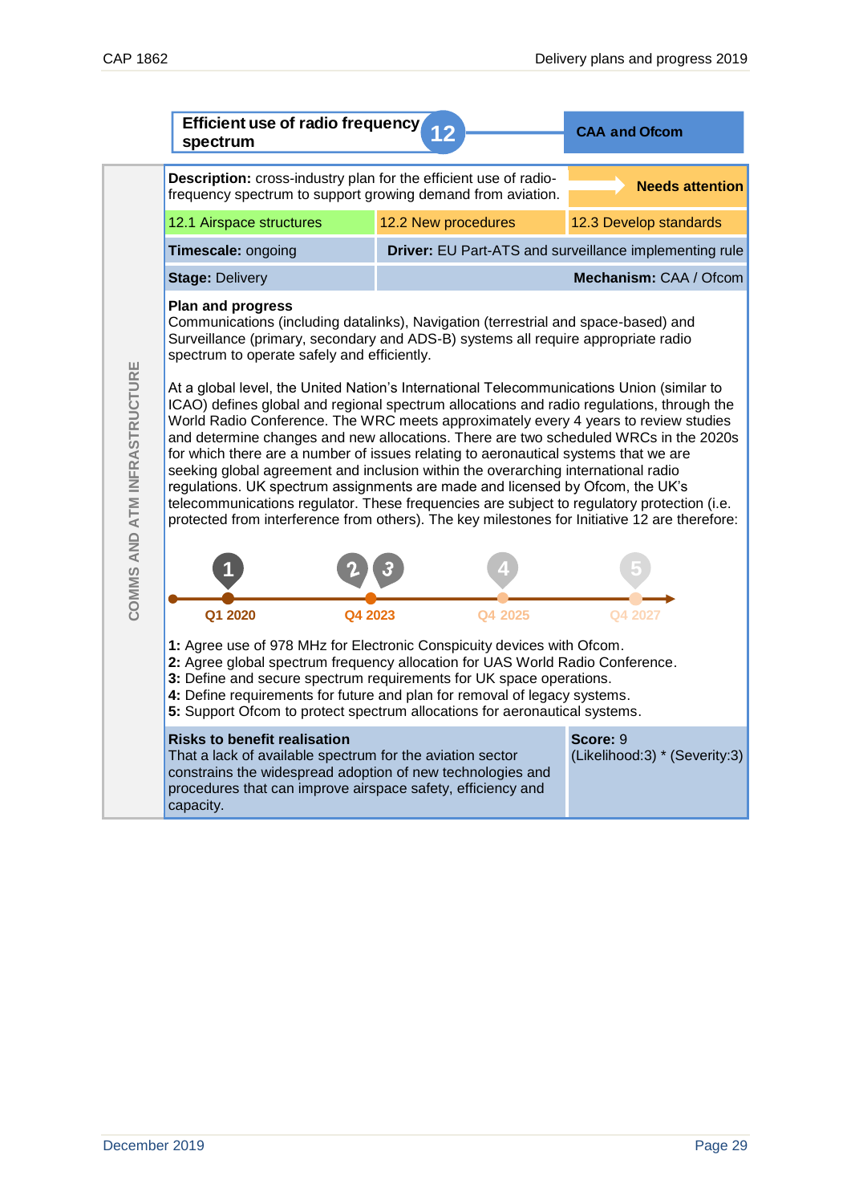COMMS AND ATM INFRASTRUCTURE

## Efficient use of radio frequency spectrum 12

**CAA and Ofcom**

| **Description:** cross-industry plan for the efficient use of radio-frequency spectrum to support growing demand from aviation. | | **Needs attention** |
|---|---|---|
| 12.1 Airspace structures | 12.2 New procedures | 12.3 Develop standards |
| **Timescale:** ongoing | **Driver:** EU Part-ATS and surveillance implementing rule | |
| **Stage:** Delivery | **Mechanism:** CAA / Ofcom | |

**Plan and progress**

Communications (including datalinks), Navigation (terrestrial and space-based) and Surveillance (primary, secondary and ADS-B) systems all require appropriate radio spectrum to operate safely and efficiently.

At a global level, the United Nation's International Telecommunications Union (similar to ICAO) defines global and regional spectrum allocations and radio regulations, through the World Radio Conference. The WRC meets approximately every 4 years to review studies and determine changes and new allocations. There are two scheduled WRCs in the 2020s for which there are a number of issues relating to aeronautical systems that we are seeking global agreement and inclusion within the overarching international radio regulations. UK spectrum assignments are made and licensed by Ofcom, the UK's telecommunications regulator. These frequencies are subject to regulatory protection (i.e. protected from interference from others). The key milestones for Initiative 12 are therefore:

1 – Q1 2020; 2, 3 – Q4 2023; 4 – Q4 2025; 5 – Q4 2027

**1:** Agree use of 978 MHz for Electronic Conspicuity devices with Ofcom.
**2:** Agree global spectrum frequency allocation for UAS World Radio Conference.
**3:** Define and secure spectrum requirements for UK space operations.
**4:** Define requirements for future and plan for removal of legacy systems.
**5:** Support Ofcom to protect spectrum allocations for aeronautical systems.

| **Risks to benefit realisation** | **Score:** 9 |
|---|---|
| That a lack of available spectrum for the aviation sector constrains the widespread adoption of new technologies and procedures that can improve airspace safety, efficiency and capacity. | (Likelihood:3) * (Severity:3) |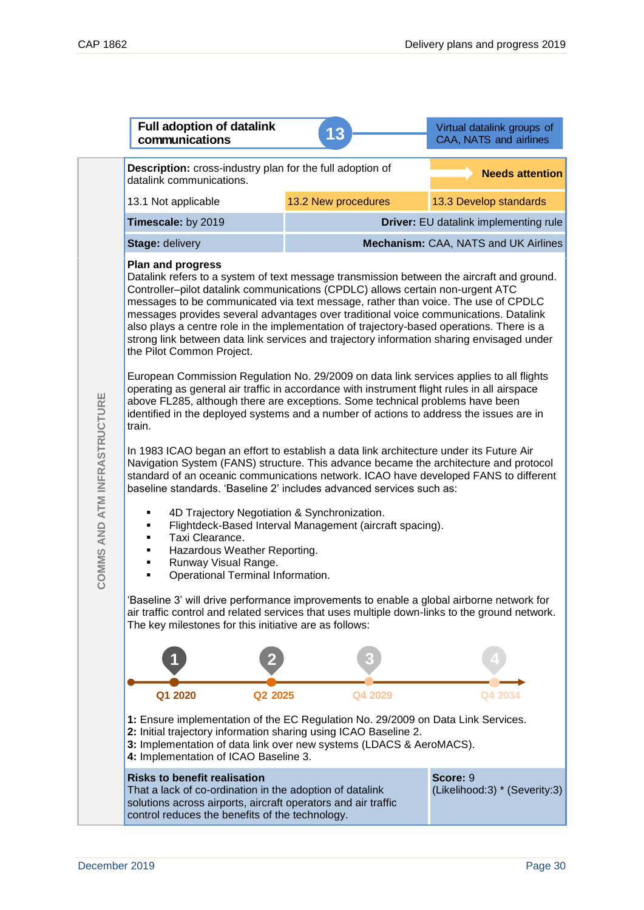## Full adoption of datalink communications — 13

Virtual datalink groups of CAA, NATS and airlines

COMMS AND ATM INFRASTRUCTURE

| **Description:** cross-industry plan for the full adoption of datalink communications. | | **Needs attention** |
|---|---|---|
| 13.1 Not applicable | 13.2 New procedures | 13.3 Develop standards |
| **Timescale:** by 2019 | **Driver:** EU datalink implementing rule | |
| **Stage:** delivery | **Mechanism:** CAA, NATS and UK Airlines | |

**Plan and progress**

Datalink refers to a system of text message transmission between the aircraft and ground. Controller–pilot datalink communications (CPDLC) allows certain non-urgent ATC messages to be communicated via text message, rather than voice. The use of CPDLC messages provides several advantages over traditional voice communications. Datalink also plays a centre role in the implementation of trajectory-based operations. There is a strong link between data link services and trajectory information sharing envisaged under the Pilot Common Project.

European Commission Regulation No. 29/2009 on data link services applies to all flights operating as general air traffic in accordance with instrument flight rules in all airspace above FL285, although there are exceptions. Some technical problems have been identified in the deployed systems and a number of actions to address the issues are in train.

In 1983 ICAO began an effort to establish a data link architecture under its Future Air Navigation System (FANS) structure. This advance became the architecture and protocol standard of an oceanic communications network. ICAO have developed FANS to different baseline standards. 'Baseline 2' includes advanced services such as:

- 4D Trajectory Negotiation & Synchronization.
- Flightdeck-Based Interval Management (aircraft spacing).
- Taxi Clearance.
- Hazardous Weather Reporting.
- Runway Visual Range.
- Operational Terminal Information.

'Baseline 3' will drive performance improvements to enable a global airborne network for air traffic control and related services that uses multiple down-links to the ground network. The key milestones for this initiative are as follows:

1 — Q1 2020 | 2 — Q2 2025 | 3 — Q4 2029 | 4 — Q4 2034

**1:** Ensure implementation of the EC Regulation No. 29/2009 on Data Link Services.
**2:** Initial trajectory information sharing using ICAO Baseline 2.
**3:** Implementation of data link over new systems (LDACS & AeroMACS).
**4:** Implementation of ICAO Baseline 3.

| **Risks to benefit realisation** | **Score:** 9 |
|---|---|
| That a lack of co-ordination in the adoption of datalink solutions across airports, aircraft operators and air traffic control reduces the benefits of the technology. | (Likelihood:3) * (Severity:3) |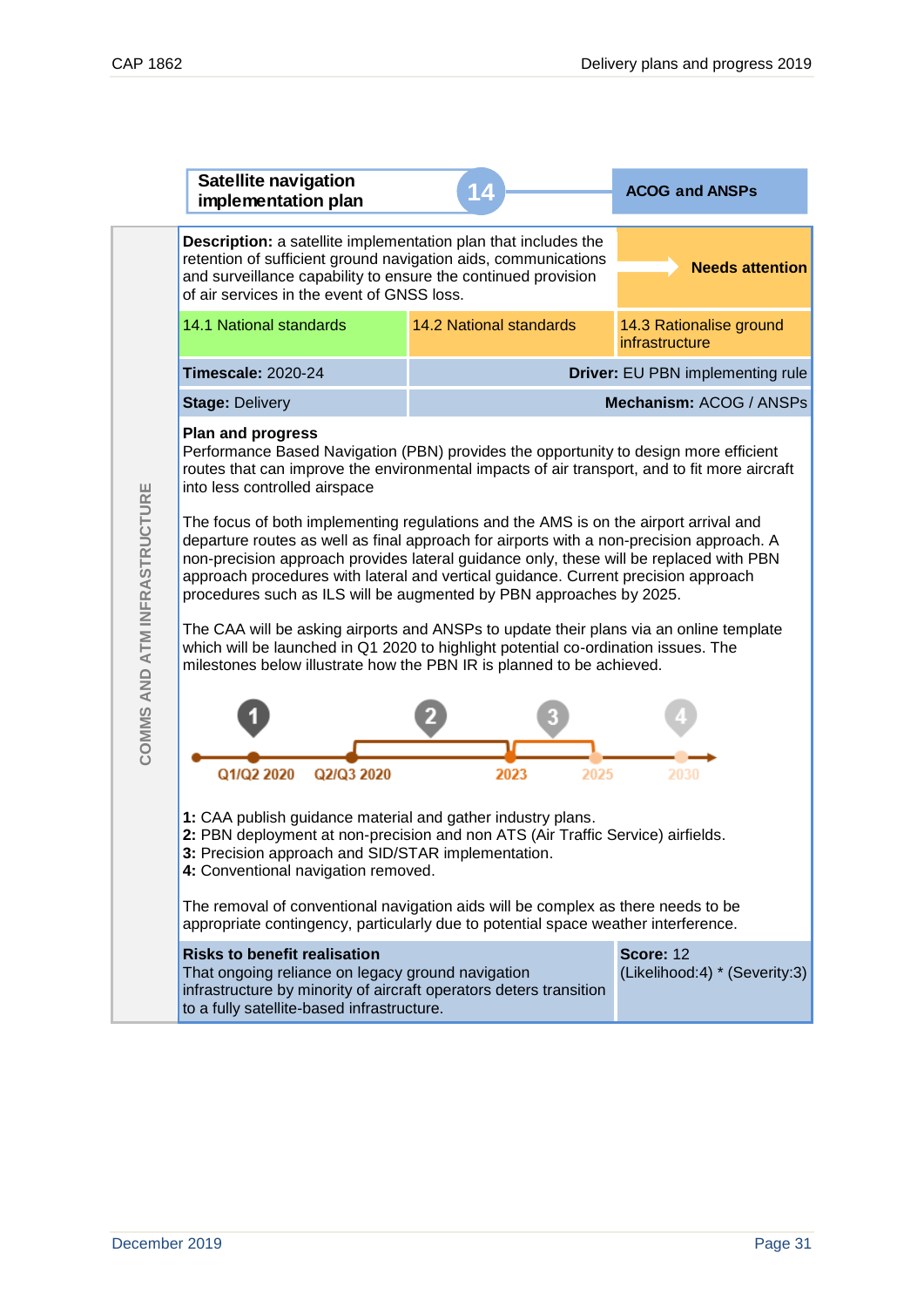## Satellite navigation implementation plan

**14** — **ACOG and ANSPs**

COMMS AND ATM INFRASTRUCTURE

| **Description:** a satellite implementation plan that includes the retention of sufficient ground navigation aids, communications and surveillance capability to ensure the continued provision of air services in the event of GNSS loss. | | **Needs attention** |
|---|---|---|
| 14.1 National standards | 14.2 National standards | 14.3 Rationalise ground infrastructure |
| **Timescale:** 2020-24 | **Driver:** EU PBN implementing rule | |
| **Stage:** Delivery | **Mechanism:** ACOG / ANSPs | |

**Plan and progress**

Performance Based Navigation (PBN) provides the opportunity to design more efficient routes that can improve the environmental impacts of air transport, and to fit more aircraft into less controlled airspace

The focus of both implementing regulations and the AMS is on the airport arrival and departure routes as well as final approach for airports with a non-precision approach. A non-precision approach provides lateral guidance only, these will be replaced with PBN approach procedures with lateral and vertical guidance. Current precision approach procedures such as ILS will be augmented by PBN approaches by 2025.

The CAA will be asking airports and ANSPs to update their plans via an online template which will be launched in Q1 2020 to highlight potential co-ordination issues. The milestones below illustrate how the PBN IR is planned to be achieved.

Q1/Q2 2020 — Q2/Q3 2020 — 2023 — 2025 — 2030

**1:** CAA publish guidance material and gather industry plans.
**2:** PBN deployment at non-precision and non ATS (Air Traffic Service) airfields.
**3:** Precision approach and SID/STAR implementation.
**4:** Conventional navigation removed.

The removal of conventional navigation aids will be complex as there needs to be appropriate contingency, particularly due to potential space weather interference.

| **Risks to benefit realisation** | **Score:** 12 |
|---|---|
| That ongoing reliance on legacy ground navigation infrastructure by minority of aircraft operators deters transition to a fully satellite-based infrastructure. | (Likelihood:4) * (Severity:3) |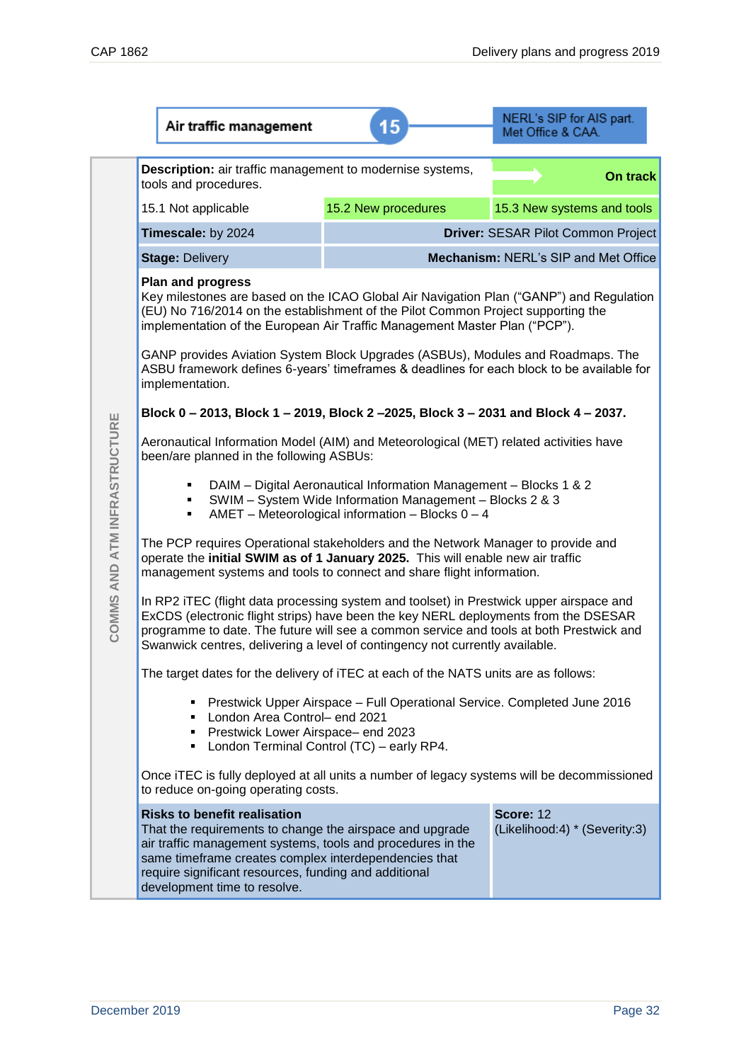## Air traffic management **15**

NERL's SIP for AIS part. Met Office & CAA.

COMMS AND ATM INFRASTRUCTURE

| | | |
|---|---|---|
| **Description:** air traffic management to modernise systems, tools and procedures. | | **On track** |
| 15.1 Not applicable | 15.2 New procedures | 15.3 New systems and tools |
| **Timescale:** by 2024 | **Driver:** SESAR Pilot Common Project | |
| **Stage:** Delivery | **Mechanism:** NERL's SIP and Met Office | |

**Plan and progress**

Key milestones are based on the ICAO Global Air Navigation Plan ("GANP") and Regulation (EU) No 716/2014 on the establishment of the Pilot Common Project supporting the implementation of the European Air Traffic Management Master Plan ("PCP").

GANP provides Aviation System Block Upgrades (ASBUs), Modules and Roadmaps. The ASBU framework defines 6-years' timeframes & deadlines for each block to be available for implementation.

**Block 0 – 2013, Block 1 – 2019, Block 2 –2025, Block 3 – 2031 and Block 4 – 2037.**

Aeronautical Information Model (AIM) and Meteorological (MET) related activities have been/are planned in the following ASBUs:

- DAIM – Digital Aeronautical Information Management – Blocks 1 & 2
- SWIM – System Wide Information Management – Blocks 2 & 3
- AMET – Meteorological information – Blocks 0 – 4

The PCP requires Operational stakeholders and the Network Manager to provide and operate the **initial SWIM as of 1 January 2025.** This will enable new air traffic management systems and tools to connect and share flight information.

In RP2 iTEC (flight data processing system and toolset) in Prestwick upper airspace and ExCDS (electronic flight strips) have been the key NERL deployments from the DSESAR programme to date. The future will see a common service and tools at both Prestwick and Swanwick centres, delivering a level of contingency not currently available.

The target dates for the delivery of iTEC at each of the NATS units are as follows:

- Prestwick Upper Airspace – Full Operational Service. Completed June 2016
- London Area Control– end 2021
- Prestwick Lower Airspace– end 2023
- London Terminal Control (TC) – early RP4.

Once iTEC is fully deployed at all units a number of legacy systems will be decommissioned to reduce on-going operating costs.

| | |
|---|---|
| **Risks to benefit realisation**<br>That the requirements to change the airspace and upgrade air traffic management systems, tools and procedures in the same timeframe creates complex interdependencies that require significant resources, funding and additional development time to resolve. | **Score:** 12<br>(Likelihood:4) * (Severity:3) |